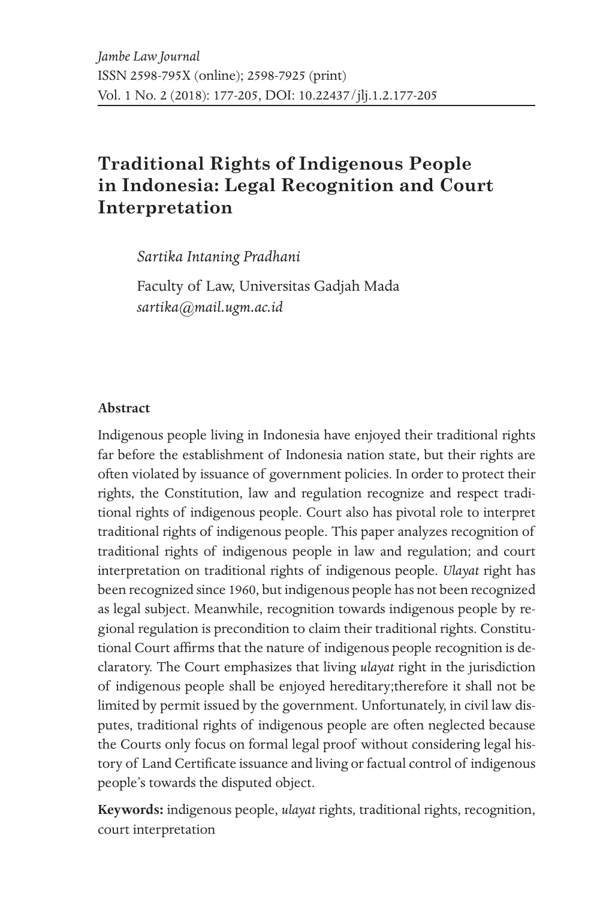# Traditional Rights of Indigenous People in Indonesia: Legal Recognition and Court Interpretation

*Sartika Intaning Pradhani*

Faculty of Law, Universitas Gadjah Mada
*sartika@mail.ugm.ac.id*

## Abstract

Indigenous people living in Indonesia have enjoyed their traditional rights far before the establishment of Indonesia nation state, but their rights are often violated by issuance of government policies. In order to protect their rights, the Constitution, law and regulation recognize and respect traditional rights of indigenous people. Court also has pivotal role to interpret traditional rights of indigenous people. This paper analyzes recognition of traditional rights of indigenous people in law and regulation; and court interpretation on traditional rights of indigenous people. *Ulayat* right has been recognized since 1960, but indigenous people has not been recognized as legal subject. Meanwhile, recognition towards indigenous people by regional regulation is precondition to claim their traditional rights. Constitutional Court affirms that the nature of indigenous people recognition is declaratory. The Court emphasizes that living *ulayat* right in the jurisdiction of indigenous people shall be enjoyed hereditary;therefore it shall not be limited by permit issued by the government. Unfortunately, in civil law disputes, traditional rights of indigenous people are often neglected because the Courts only focus on formal legal proof without considering legal history of Land Certificate issuance and living or factual control of indigenous people's towards the disputed object.

**Keywords:** indigenous people, *ulayat* rights, traditional rights, recognition, court interpretation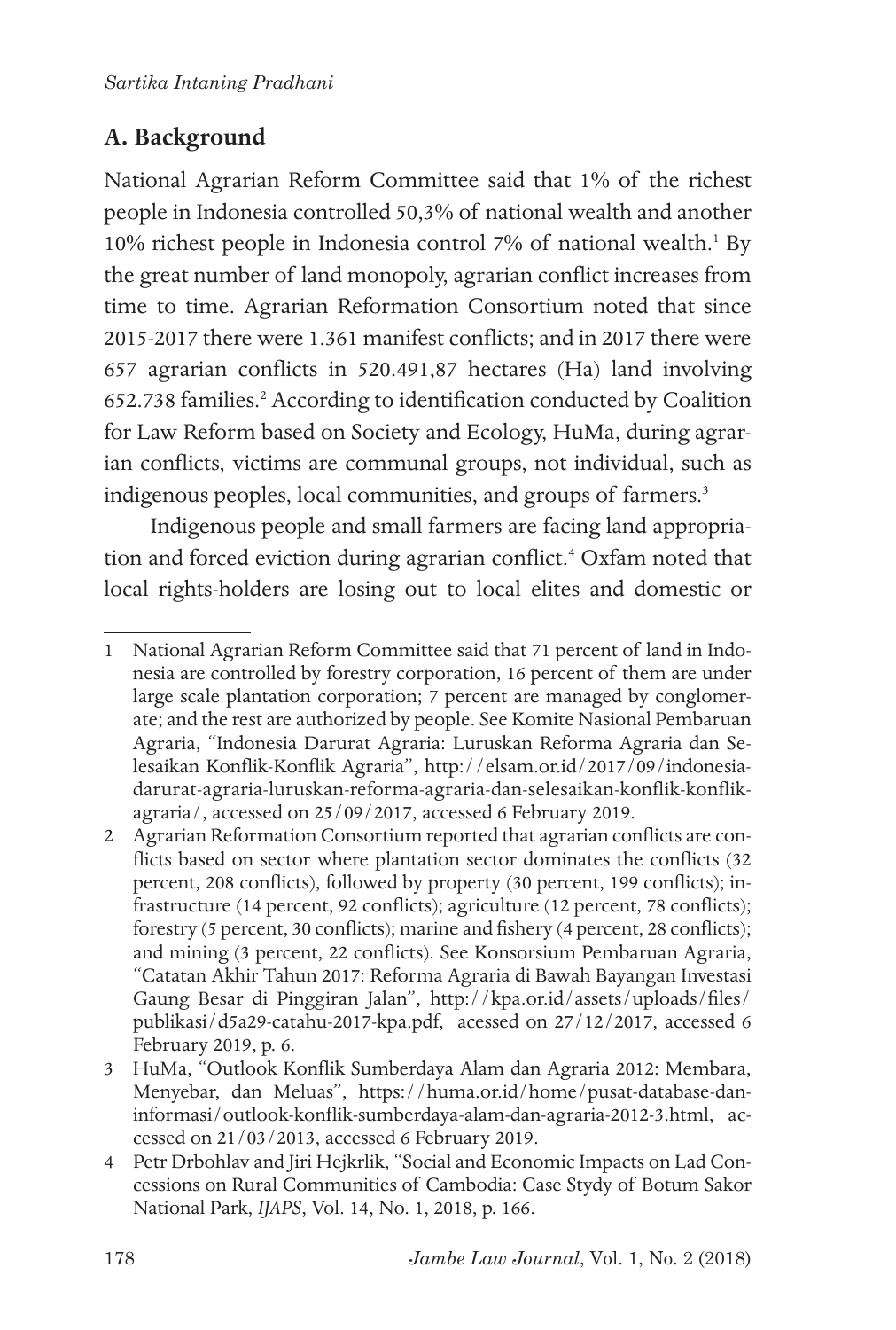## A. Background

National Agrarian Reform Committee said that 1% of the richest people in Indonesia controlled 50,3% of national wealth and another 10% richest people in Indonesia control 7% of national wealth.[1] By the great number of land monopoly, agrarian conflict increases from time to time. Agrarian Reformation Consortium noted that since 2015-2017 there were 1.361 manifest conflicts; and in 2017 there were 657 agrarian conflicts in 520.491,87 hectares (Ha) land involving 652.738 families.[2] According to identification conducted by Coalition for Law Reform based on Society and Ecology, HuMa, during agrarian conflicts, victims are communal groups, not individual, such as indigenous peoples, local communities, and groups of farmers.[3]

Indigenous people and small farmers are facing land appropriation and forced eviction during agrarian conflict.[4] Oxfam noted that local rights-holders are losing out to local elites and domestic or

---

1 National Agrarian Reform Committee said that 71 percent of land in Indonesia are controlled by forestry corporation, 16 percent of them are under large scale plantation corporation; 7 percent are managed by conglomerate; and the rest are authorized by people. See Komite Nasional Pembaruan Agraria, "Indonesia Darurat Agraria: Luruskan Reforma Agraria dan Selesaikan Konflik-Konflik Agraria", http://elsam.or.id/2017/09/indonesia-darurat-agraria-luruskan-reforma-agraria-dan-selesaikan-konflik-konflik-agraria/, accessed on 25/09/2017, accessed 6 February 2019.

2 Agrarian Reformation Consortium reported that agrarian conflicts are conflicts based on sector where plantation sector dominates the conflicts (32 percent, 208 conflicts), followed by property (30 percent, 199 conflicts); infrastructure (14 percent, 92 conflicts); agriculture (12 percent, 78 conflicts); forestry (5 percent, 30 conflicts); marine and fishery (4 percent, 28 conflicts); and mining (3 percent, 22 conflicts). See Konsorsium Pembaruan Agraria, "Catatan Akhir Tahun 2017: Reforma Agraria di Bawah Bayangan Investasi Gaung Besar di Pinggiran Jalan", http://kpa.or.id/assets/uploads/files/publikasi/d5a29-catahu-2017-kpa.pdf, acessed on 27/12/2017, accessed 6 February 2019, p. 6.

3 HuMa, "Outlook Konflik Sumberdaya Alam dan Agraria 2012: Membara, Menyebar, dan Meluas", https://huma.or.id/home/pusat-database-dan-informasi/outlook-konflik-sumberdaya-alam-dan-agraria-2012-3.html, accessed on 21/03/2013, accessed 6 February 2019.

4 Petr Drbohlav and Jiri Hejkrlik, "Social and Economic Impacts on Lad Concessions on Rural Communities of Cambodia: Case Stydy of Botum Sakor National Park, *IJAPS*, Vol. 14, No. 1, 2018, p. 166.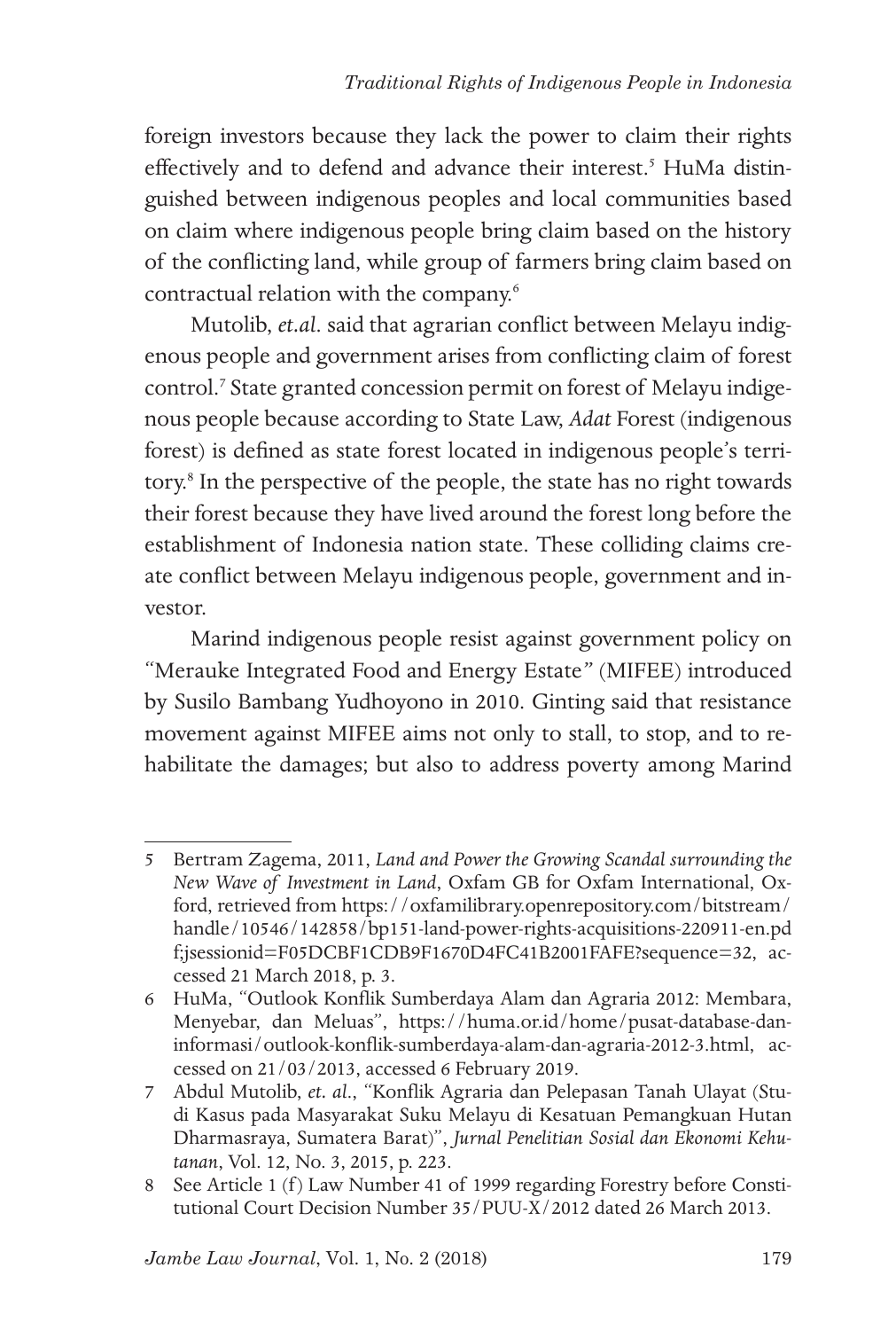foreign investors because they lack the power to claim their rights effectively and to defend and advance their interest.[5] HuMa distinguished between indigenous peoples and local communities based on claim where indigenous people bring claim based on the history of the conflicting land, while group of farmers bring claim based on contractual relation with the company.[6]

Mutolib, *et.al.* said that agrarian conflict between Melayu indigenous people and government arises from conflicting claim of forest control.[7] State granted concession permit on forest of Melayu indigenous people because according to State Law, *Adat* Forest (indigenous forest) is defined as state forest located in indigenous people's territory.[8] In the perspective of the people, the state has no right towards their forest because they have lived around the forest long before the establishment of Indonesia nation state. These colliding claims create conflict between Melayu indigenous people, government and investor.

Marind indigenous people resist against government policy on "Merauke Integrated Food and Energy Estate" (MIFEE) introduced by Susilo Bambang Yudhoyono in 2010. Ginting said that resistance movement against MIFEE aims not only to stall, to stop, and to rehabilitate the damages; but also to address poverty among Marind

---

5 Bertram Zagema, 2011, *Land and Power the Growing Scandal surrounding the New Wave of Investment in Land*, Oxfam GB for Oxfam International, Oxford, retrieved from https://oxfamilibrary.openrepository.com/bitstream/handle/10546/142858/bp151-land-power-rights-acquisitions-220911-en.pdf;jsessionid=F05DCBF1CDB9F1670D4FC41B2001FAFE?sequence=32, accessed 21 March 2018, p. 3.

6 HuMa, "Outlook Konflik Sumberdaya Alam dan Agraria 2012: Membara, Menyebar, dan Meluas", https://huma.or.id/home/pusat-database-dan-informasi/outlook-konflik-sumberdaya-alam-dan-agraria-2012-3.html, accessed on 21/03/2013, accessed 6 February 2019.

7 Abdul Mutolib, *et. al.*, "Konflik Agraria dan Pelepasan Tanah Ulayat (Studi Kasus pada Masyarakat Suku Melayu di Kesatuan Pemangkuan Hutan Dharmasraya, Sumatera Barat)", *Jurnal Penelitian Sosial dan Ekonomi Kehutanan*, Vol. 12, No. 3, 2015, p. 223.

8 See Article 1 (f) Law Number 41 of 1999 regarding Forestry before Constitutional Court Decision Number 35/PUU-X/2012 dated 26 March 2013.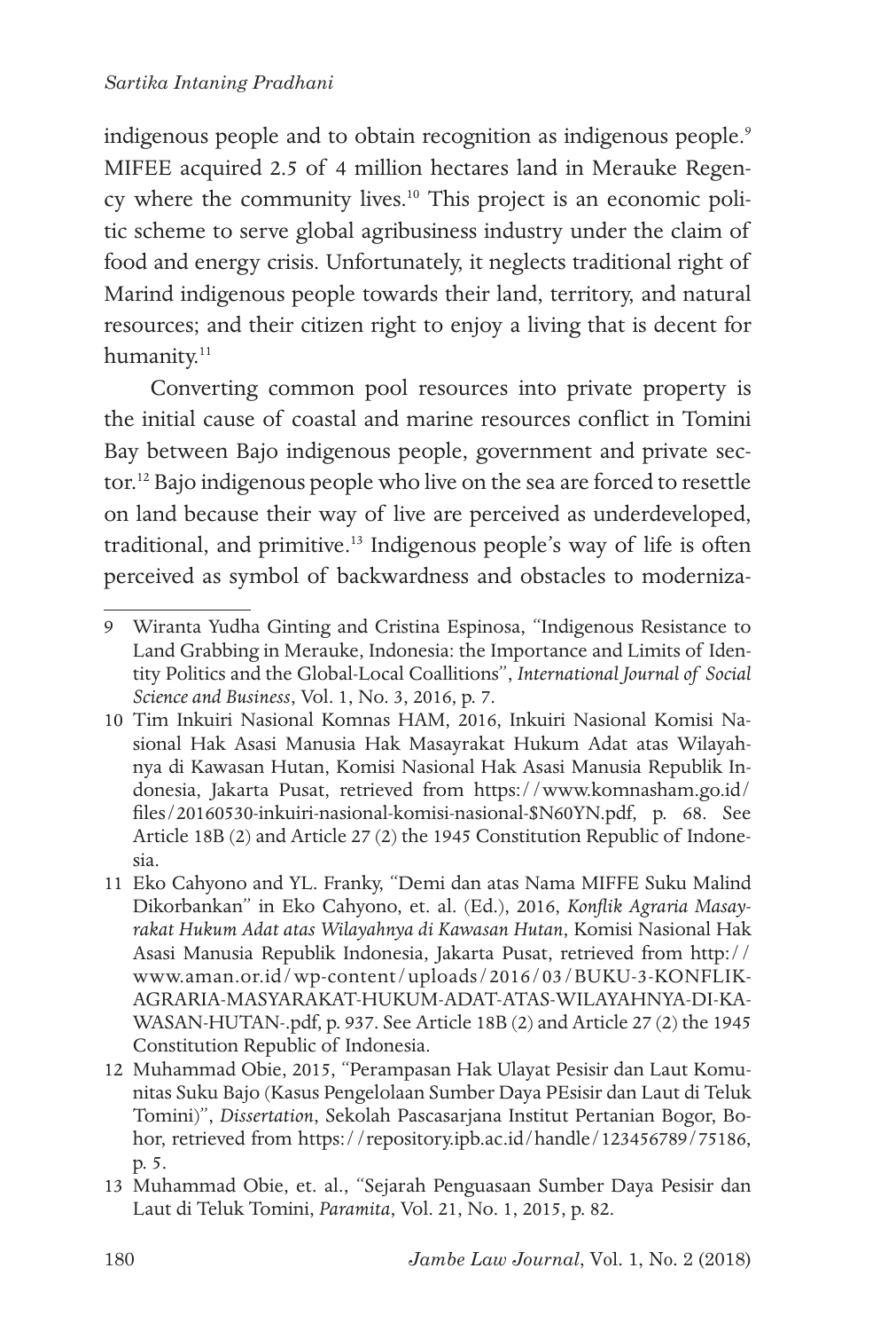indigenous people and to obtain recognition as indigenous people.[9] MIFEE acquired 2.5 of 4 million hectares land in Merauke Regency where the community lives.[10] This project is an economic politic scheme to serve global agribusiness industry under the claim of food and energy crisis. Unfortunately, it neglects traditional right of Marind indigenous people towards their land, territory, and natural resources; and their citizen right to enjoy a living that is decent for humanity.[11]

Converting common pool resources into private property is the initial cause of coastal and marine resources conflict in Tomini Bay between Bajo indigenous people, government and private sector.[12] Bajo indigenous people who live on the sea are forced to resettle on land because their way of live are perceived as underdeveloped, traditional, and primitive.[13] Indigenous people's way of life is often perceived as symbol of backwardness and obstacles to moderniza-

---

9 Wiranta Yudha Ginting and Cristina Espinosa, "Indigenous Resistance to Land Grabbing in Merauke, Indonesia: the Importance and Limits of Identity Politics and the Global-Local Coallitions", *International Journal of Social Science and Business*, Vol. 1, No. 3, 2016, p. 7.

10 Tim Inkuiri Nasional Komnas HAM, 2016, Inkuiri Nasional Komisi Nasional Hak Asasi Manusia Hak Masayrakat Hukum Adat atas Wilayahnya di Kawasan Hutan, Komisi Nasional Hak Asasi Manusia Republik Indonesia, Jakarta Pusat, retrieved from https://www.komnasham.go.id/files/20160530-inkuiri-nasional-komisi-nasional-$N60YN.pdf, p. 68. See Article 18B (2) and Article 27 (2) the 1945 Constitution Republic of Indonesia.

11 Eko Cahyono and YL. Franky, "Demi dan atas Nama MIFFE Suku Malind Dikorbankan" in Eko Cahyono, et. al. (Ed.), 2016, *Konflik Agraria Masayrakat Hukum Adat atas Wilayahnya di Kawasan Hutan*, Komisi Nasional Hak Asasi Manusia Republik Indonesia, Jakarta Pusat, retrieved from http://www.aman.or.id/wp-content/uploads/2016/03/BUKU-3-KONFLIK-AGRARIA-MASYARAKAT-HUKUM-ADAT-ATAS-WILAYAHNYA-DI-KAWASAN-HUTAN-.pdf, p. 937. See Article 18B (2) and Article 27 (2) the 1945 Constitution Republic of Indonesia.

12 Muhammad Obie, 2015, "Perampasan Hak Ulayat Pesisir dan Laut Komunitas Suku Bajo (Kasus Pengelolaan Sumber Daya PEsisir dan Laut di Teluk Tomini)", *Dissertation*, Sekolah Pascasarjana Institut Pertanian Bogor, Bohor, retrieved from https://repository.ipb.ac.id/handle/123456789/75186, p. 5.

13 Muhammad Obie, et. al., "Sejarah Penguasaan Sumber Daya Pesisir dan Laut di Teluk Tomini, *Paramita*, Vol. 21, No. 1, 2015, p. 82.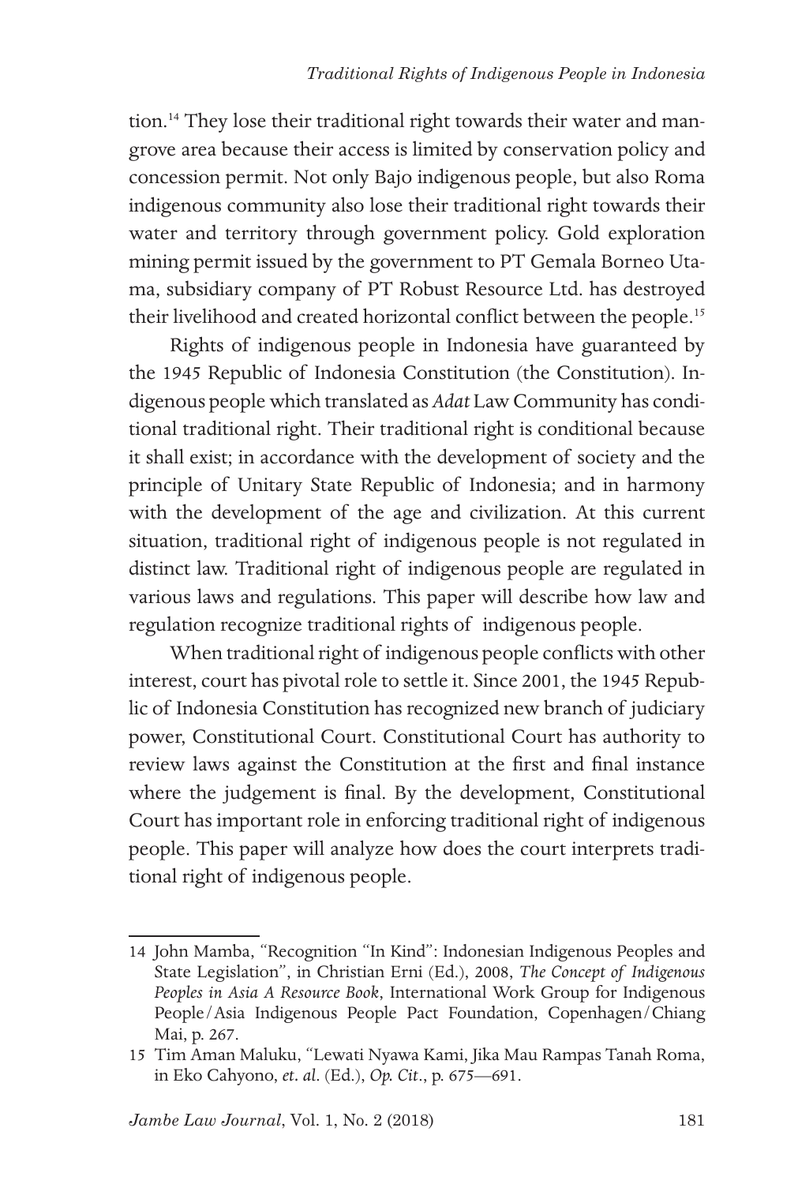tion.[14] They lose their traditional right towards their water and mangrove area because their access is limited by conservation policy and concession permit. Not only Bajo indigenous people, but also Roma indigenous community also lose their traditional right towards their water and territory through government policy. Gold exploration mining permit issued by the government to PT Gemala Borneo Utama, subsidiary company of PT Robust Resource Ltd. has destroyed their livelihood and created horizontal conflict between the people.[15]

Rights of indigenous people in Indonesia have guaranteed by the 1945 Republic of Indonesia Constitution (the Constitution). Indigenous people which translated as *Adat* Law Community has conditional traditional right. Their traditional right is conditional because it shall exist; in accordance with the development of society and the principle of Unitary State Republic of Indonesia; and in harmony with the development of the age and civilization. At this current situation, traditional right of indigenous people is not regulated in distinct law. Traditional right of indigenous people are regulated in various laws and regulations. This paper will describe how law and regulation recognize traditional rights of indigenous people.

When traditional right of indigenous people conflicts with other interest, court has pivotal role to settle it. Since 2001, the 1945 Republic of Indonesia Constitution has recognized new branch of judiciary power, Constitutional Court. Constitutional Court has authority to review laws against the Constitution at the first and final instance where the judgement is final. By the development, Constitutional Court has important role in enforcing traditional right of indigenous people. This paper will analyze how does the court interprets traditional right of indigenous people.

---

14 John Mamba, "Recognition "In Kind": Indonesian Indigenous Peoples and State Legislation", in Christian Erni (Ed.), 2008, *The Concept of Indigenous Peoples in Asia A Resource Book*, International Work Group for Indigenous People/Asia Indigenous People Pact Foundation, Copenhagen/Chiang Mai, p. 267.

15 Tim Aman Maluku, "Lewati Nyawa Kami, Jika Mau Rampas Tanah Roma, in Eko Cahyono, *et. al.* (Ed.), *Op. Cit*., p. 675—691.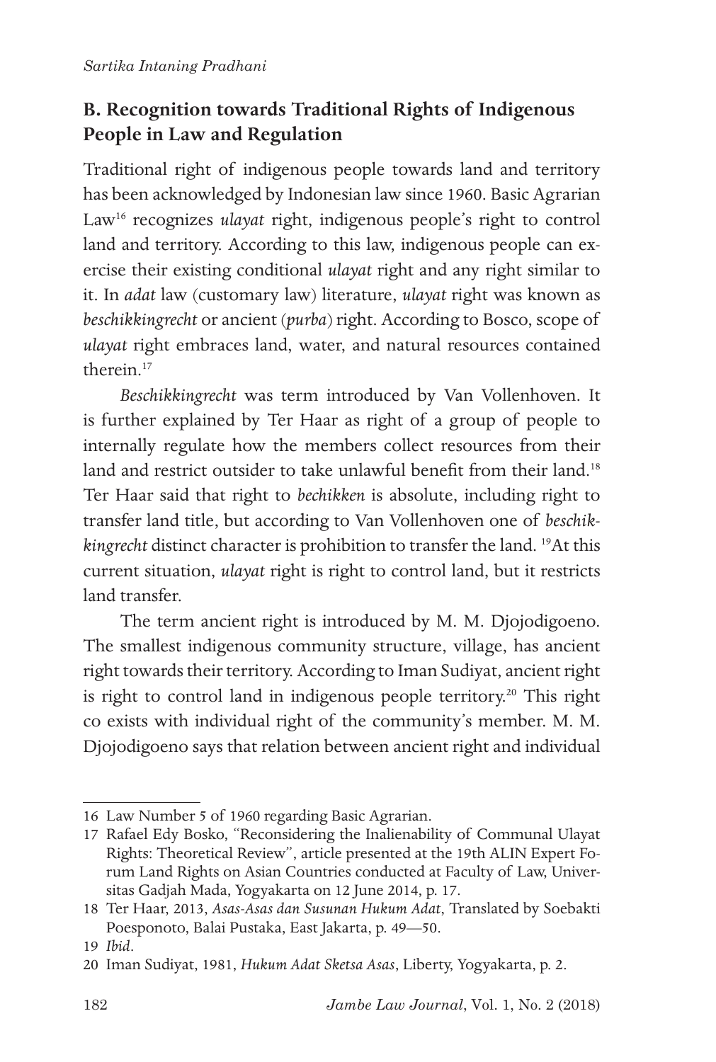## B. Recognition towards Traditional Rights of Indigenous People in Law and Regulation

Traditional right of indigenous people towards land and territory has been acknowledged by Indonesian law since 1960. Basic Agrarian Law[16] recognizes *ulayat* right, indigenous people's right to control land and territory. According to this law, indigenous people can exercise their existing conditional *ulayat* right and any right similar to it. In *adat* law (customary law) literature, *ulayat* right was known as *beschikkingrecht* or ancient (*purba*) right. According to Bosco, scope of *ulayat* right embraces land, water, and natural resources contained therein.[17]

*Beschikkingrecht* was term introduced by Van Vollenhoven. It is further explained by Ter Haar as right of a group of people to internally regulate how the members collect resources from their land and restrict outsider to take unlawful benefit from their land.[18] Ter Haar said that right to *bechikken* is absolute, including right to transfer land title, but according to Van Vollenhoven one of *beschikkingrecht* distinct character is prohibition to transfer the land. [19]At this current situation, *ulayat* right is right to control land, but it restricts land transfer.

The term ancient right is introduced by M. M. Djojodigoeno. The smallest indigenous community structure, village, has ancient right towards their territory. According to Iman Sudiyat, ancient right is right to control land in indigenous people territory.[20] This right co exists with individual right of the community's member. M. M. Djojodigoeno says that relation between ancient right and individual

---

16 Law Number 5 of 1960 regarding Basic Agrarian.

17 Rafael Edy Bosko, "Reconsidering the Inalienability of Communal Ulayat Rights: Theoretical Review", article presented at the 19th ALIN Expert Forum Land Rights on Asian Countries conducted at Faculty of Law, Universitas Gadjah Mada, Yogyakarta on 12 June 2014, p. 17.

18 Ter Haar, 2013, *Asas-Asas dan Susunan Hukum Adat*, Translated by Soebakti Poesponoto, Balai Pustaka, East Jakarta, p. 49—50.

19 *Ibid*.

20 Iman Sudiyat, 1981, *Hukum Adat Sketsa Asas*, Liberty, Yogyakarta, p. 2.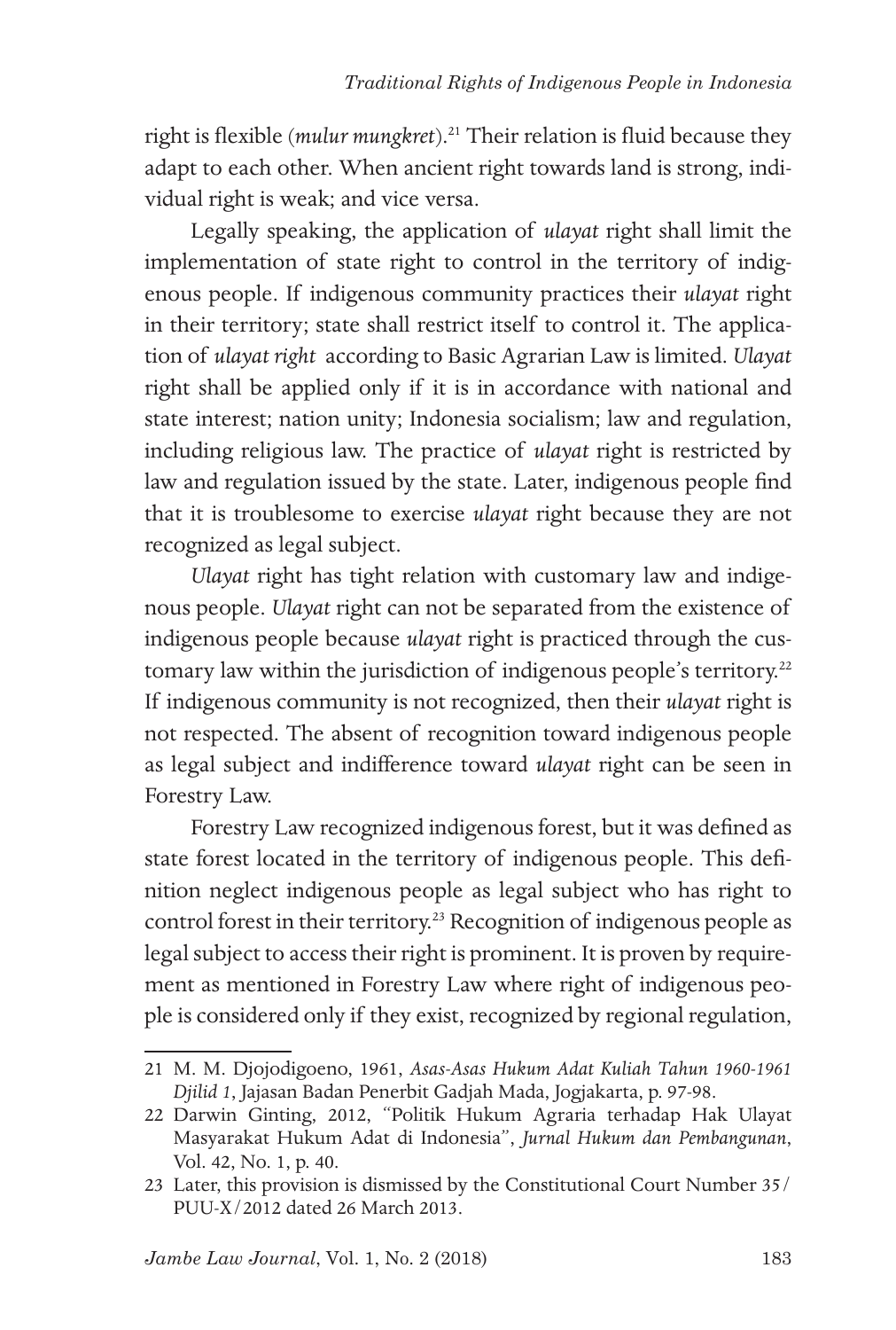right is flexible (*mulur mungkret*).[21] Their relation is fluid because they adapt to each other. When ancient right towards land is strong, individual right is weak; and vice versa.

Legally speaking, the application of *ulayat* right shall limit the implementation of state right to control in the territory of indigenous people. If indigenous community practices their *ulayat* right in their territory; state shall restrict itself to control it. The application of *ulayat right* according to Basic Agrarian Law is limited. *Ulayat* right shall be applied only if it is in accordance with national and state interest; nation unity; Indonesia socialism; law and regulation, including religious law. The practice of *ulayat* right is restricted by law and regulation issued by the state. Later, indigenous people find that it is troublesome to exercise *ulayat* right because they are not recognized as legal subject.

*Ulayat* right has tight relation with customary law and indigenous people. *Ulayat* right can not be separated from the existence of indigenous people because *ulayat* right is practiced through the customary law within the jurisdiction of indigenous people's territory.[22] If indigenous community is not recognized, then their *ulayat* right is not respected. The absent of recognition toward indigenous people as legal subject and indifference toward *ulayat* right can be seen in Forestry Law.

Forestry Law recognized indigenous forest, but it was defined as state forest located in the territory of indigenous people. This definition neglect indigenous people as legal subject who has right to control forest in their territory.[23] Recognition of indigenous people as legal subject to access their right is prominent. It is proven by requirement as mentioned in Forestry Law where right of indigenous people is considered only if they exist, recognized by regional regulation,

---

21 M. M. Djojodigoeno, 1961, *Asas-Asas Hukum Adat Kuliah Tahun 1960-1961 Djilid 1*, Jajasan Badan Penerbit Gadjah Mada, Jogjakarta, p. 97-98.

22 Darwin Ginting, 2012, "Politik Hukum Agraria terhadap Hak Ulayat Masyarakat Hukum Adat di Indonesia", *Jurnal Hukum dan Pembangunan*, Vol. 42, No. 1, p. 40.

23 Later, this provision is dismissed by the Constitutional Court Number 35/PUU-X/2012 dated 26 March 2013.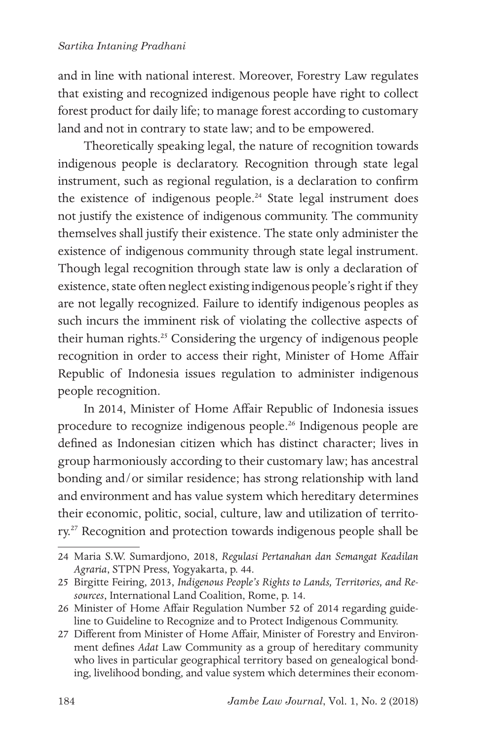and in line with national interest. Moreover, Forestry Law regulates that existing and recognized indigenous people have right to collect forest product for daily life; to manage forest according to customary land and not in contrary to state law; and to be empowered.

Theoretically speaking legal, the nature of recognition towards indigenous people is declaratory. Recognition through state legal instrument, such as regional regulation, is a declaration to confirm the existence of indigenous people.[24] State legal instrument does not justify the existence of indigenous community. The community themselves shall justify their existence. The state only administer the existence of indigenous community through state legal instrument. Though legal recognition through state law is only a declaration of existence, state often neglect existing indigenous people's right if they are not legally recognized. Failure to identify indigenous peoples as such incurs the imminent risk of violating the collective aspects of their human rights.[25] Considering the urgency of indigenous people recognition in order to access their right, Minister of Home Affair Republic of Indonesia issues regulation to administer indigenous people recognition.

In 2014, Minister of Home Affair Republic of Indonesia issues procedure to recognize indigenous people.[26] Indigenous people are defined as Indonesian citizen which has distinct character; lives in group harmoniously according to their customary law; has ancestral bonding and/or similar residence; has strong relationship with land and environment and has value system which hereditary determines their economic, politic, social, culture, law and utilization of territory.[27] Recognition and protection towards indigenous people shall be

---

24 Maria S.W. Sumardjono, 2018, *Regulasi Pertanahan dan Semangat Keadilan Agraria*, STPN Press, Yogyakarta, p. 44.

25 Birgitte Feiring, 2013, *Indigenous People's Rights to Lands, Territories, and Resources*, International Land Coalition, Rome, p. 14.

26 Minister of Home Affair Regulation Number 52 of 2014 regarding guideline to Guideline to Recognize and to Protect Indigenous Community.

27 Different from Minister of Home Affair, Minister of Forestry and Environment defines *Adat* Law Community as a group of hereditary community who lives in particular geographical territory based on genealogical bonding, livelihood bonding, and value system which determines their econom-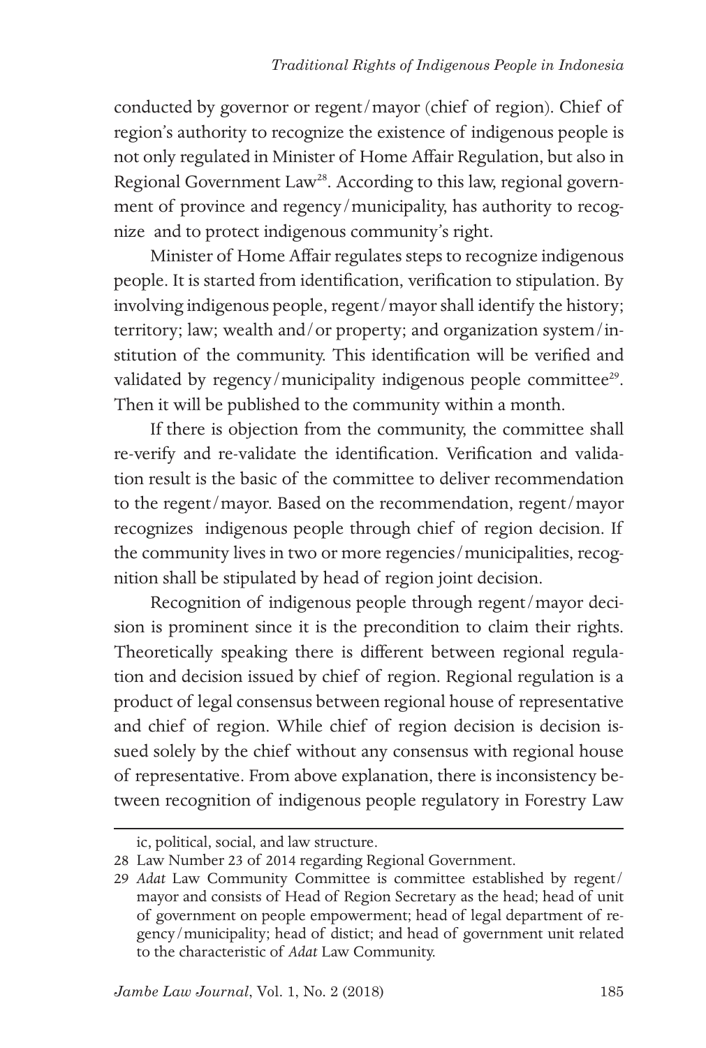conducted by governor or regent/mayor (chief of region). Chief of region's authority to recognize the existence of indigenous people is not only regulated in Minister of Home Affair Regulation, but also in Regional Government Law[28]. According to this law, regional government of province and regency/municipality, has authority to recognize and to protect indigenous community's right.

Minister of Home Affair regulates steps to recognize indigenous people. It is started from identification, verification to stipulation. By involving indigenous people, regent/mayor shall identify the history; territory; law; wealth and/or property; and organization system/institution of the community. This identification will be verified and validated by regency/municipality indigenous people committee[29]. Then it will be published to the community within a month.

If there is objection from the community, the committee shall re-verify and re-validate the identification. Verification and validation result is the basic of the committee to deliver recommendation to the regent/mayor. Based on the recommendation, regent/mayor recognizes indigenous people through chief of region decision. If the community lives in two or more regencies/municipalities, recognition shall be stipulated by head of region joint decision.

Recognition of indigenous people through regent/mayor decision is prominent since it is the precondition to claim their rights. Theoretically speaking there is different between regional regulation and decision issued by chief of region. Regional regulation is a product of legal consensus between regional house of representative and chief of region. While chief of region decision is decision issued solely by the chief without any consensus with regional house of representative. From above explanation, there is inconsistency between recognition of indigenous people regulatory in Forestry Law

---

ic, political, social, and law structure.

28 Law Number 23 of 2014 regarding Regional Government.

29 *Adat* Law Community Committee is committee established by regent/mayor and consists of Head of Region Secretary as the head; head of unit of government on people empowerment; head of legal department of regency/municipality; head of distict; and head of government unit related to the characteristic of *Adat* Law Community.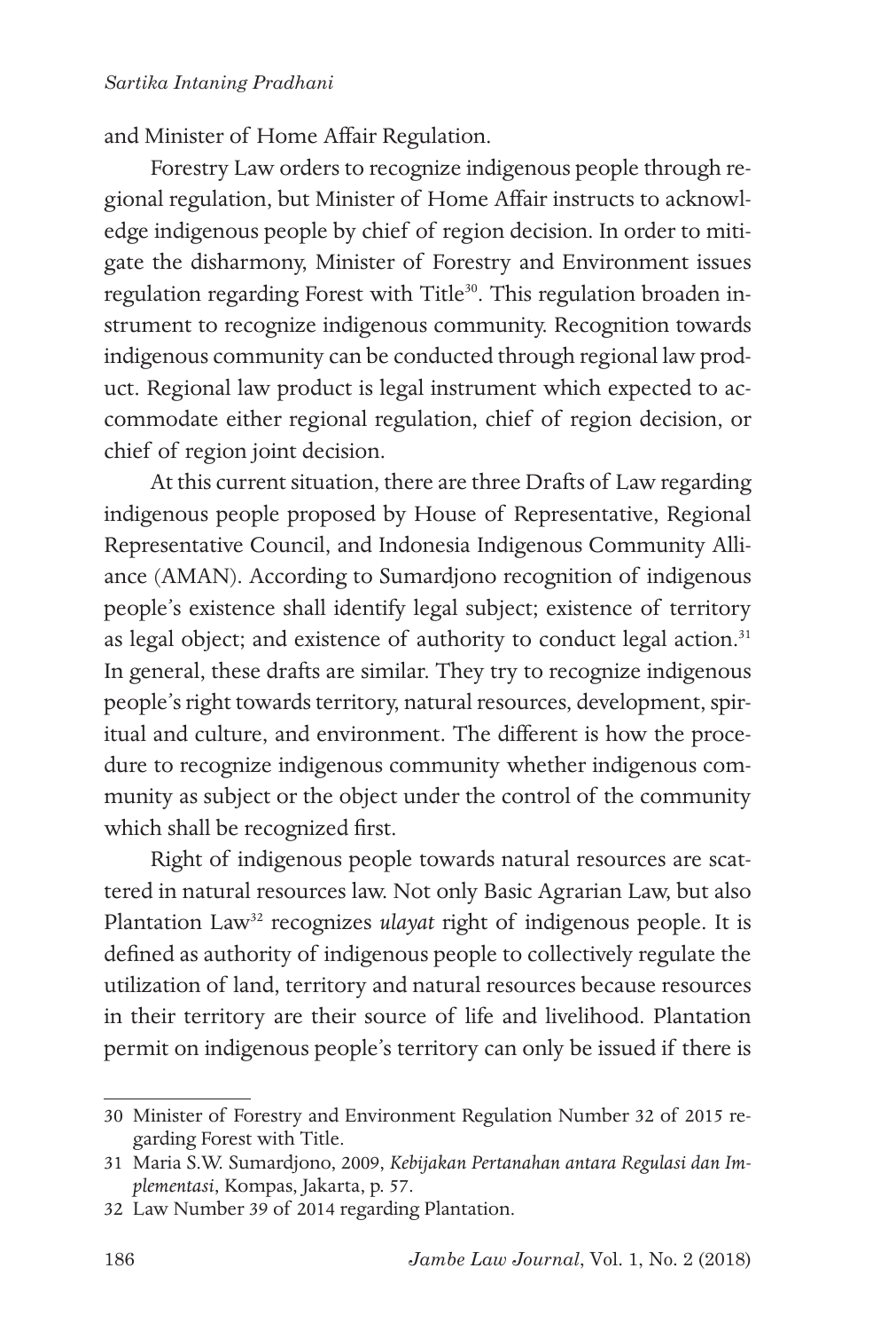and Minister of Home Affair Regulation.

Forestry Law orders to recognize indigenous people through regional regulation, but Minister of Home Affair instructs to acknowledge indigenous people by chief of region decision. In order to mitigate the disharmony, Minister of Forestry and Environment issues regulation regarding Forest with Title[30]. This regulation broaden instrument to recognize indigenous community. Recognition towards indigenous community can be conducted through regional law product. Regional law product is legal instrument which expected to accommodate either regional regulation, chief of region decision, or chief of region joint decision.

At this current situation, there are three Drafts of Law regarding indigenous people proposed by House of Representative, Regional Representative Council, and Indonesia Indigenous Community Alliance (AMAN). According to Sumardjono recognition of indigenous people's existence shall identify legal subject; existence of territory as legal object; and existence of authority to conduct legal action.[31] In general, these drafts are similar. They try to recognize indigenous people's right towards territory, natural resources, development, spiritual and culture, and environment. The different is how the procedure to recognize indigenous community whether indigenous community as subject or the object under the control of the community which shall be recognized first.

Right of indigenous people towards natural resources are scattered in natural resources law. Not only Basic Agrarian Law, but also Plantation Law[32] recognizes *ulayat* right of indigenous people. It is defined as authority of indigenous people to collectively regulate the utilization of land, territory and natural resources because resources in their territory are their source of life and livelihood. Plantation permit on indigenous people's territory can only be issued if there is

---

30 Minister of Forestry and Environment Regulation Number 32 of 2015 regarding Forest with Title.

31 Maria S.W. Sumardjono, 2009, *Kebijakan Pertanahan antara Regulasi dan Implementasi*, Kompas, Jakarta, p. 57.

32 Law Number 39 of 2014 regarding Plantation.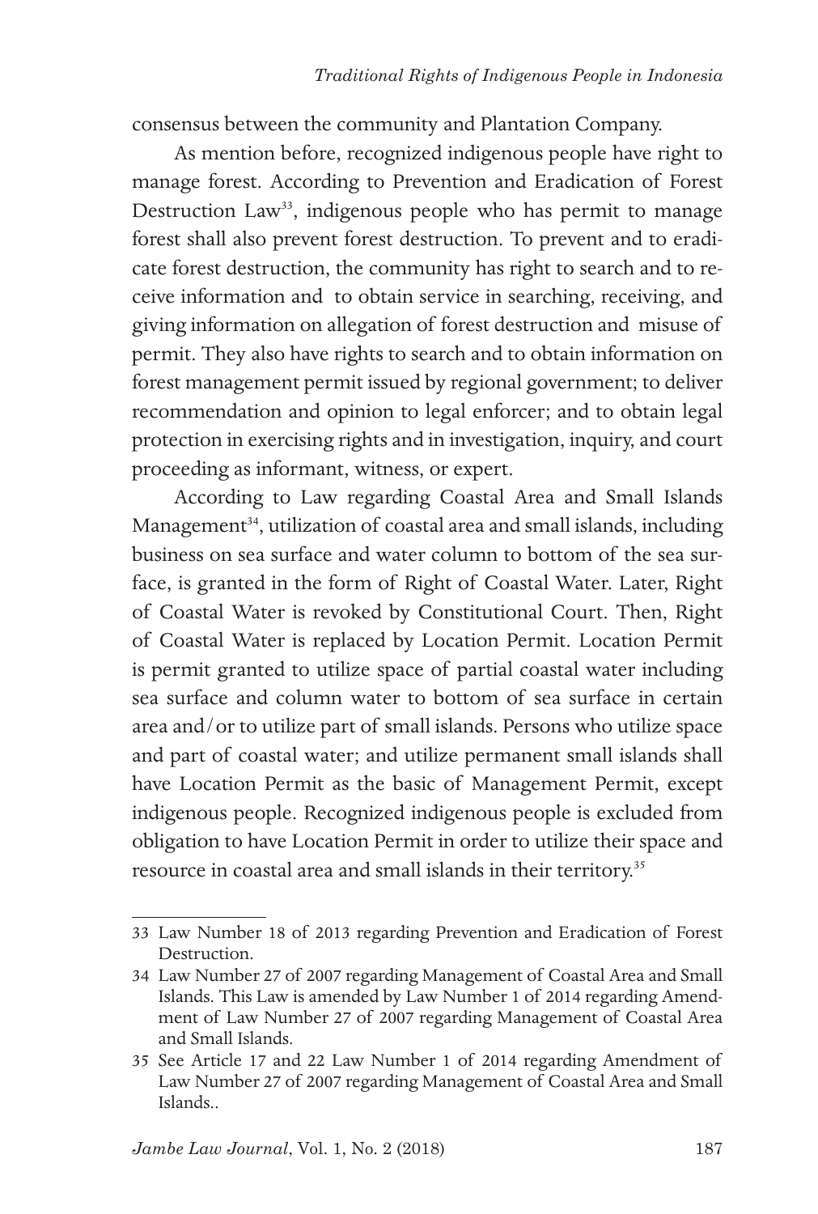consensus between the community and Plantation Company.

As mention before, recognized indigenous people have right to manage forest. According to Prevention and Eradication of Forest Destruction Law[33], indigenous people who has permit to manage forest shall also prevent forest destruction. To prevent and to eradicate forest destruction, the community has right to search and to receive information and to obtain service in searching, receiving, and giving information on allegation of forest destruction and misuse of permit. They also have rights to search and to obtain information on forest management permit issued by regional government; to deliver recommendation and opinion to legal enforcer; and to obtain legal protection in exercising rights and in investigation, inquiry, and court proceeding as informant, witness, or expert.

According to Law regarding Coastal Area and Small Islands Management[34], utilization of coastal area and small islands, including business on sea surface and water column to bottom of the sea surface, is granted in the form of Right of Coastal Water. Later, Right of Coastal Water is revoked by Constitutional Court. Then, Right of Coastal Water is replaced by Location Permit. Location Permit is permit granted to utilize space of partial coastal water including sea surface and column water to bottom of sea surface in certain area and/or to utilize part of small islands. Persons who utilize space and part of coastal water; and utilize permanent small islands shall have Location Permit as the basic of Management Permit, except indigenous people. Recognized indigenous people is excluded from obligation to have Location Permit in order to utilize their space and resource in coastal area and small islands in their territory.[35]

---

33 Law Number 18 of 2013 regarding Prevention and Eradication of Forest Destruction.

34 Law Number 27 of 2007 regarding Management of Coastal Area and Small Islands. This Law is amended by Law Number 1 of 2014 regarding Amendment of Law Number 27 of 2007 regarding Management of Coastal Area and Small Islands.

35 See Article 17 and 22 Law Number 1 of 2014 regarding Amendment of Law Number 27 of 2007 regarding Management of Coastal Area and Small Islands..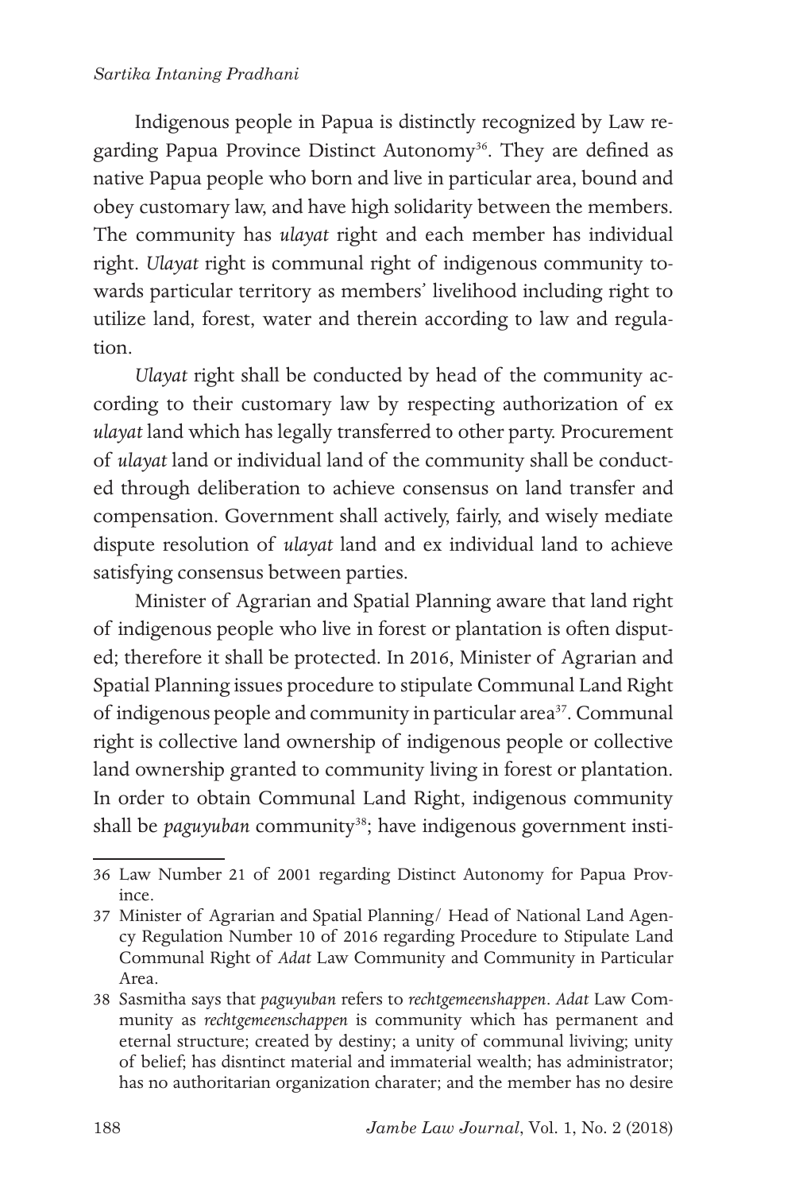Indigenous people in Papua is distinctly recognized by Law regarding Papua Province Distinct Autonomy[36]. They are defined as native Papua people who born and live in particular area, bound and obey customary law, and have high solidarity between the members. The community has *ulayat* right and each member has individual right. *Ulayat* right is communal right of indigenous community towards particular territory as members' livelihood including right to utilize land, forest, water and therein according to law and regulation.

*Ulayat* right shall be conducted by head of the community according to their customary law by respecting authorization of ex *ulayat* land which has legally transferred to other party. Procurement of *ulayat* land or individual land of the community shall be conducted through deliberation to achieve consensus on land transfer and compensation. Government shall actively, fairly, and wisely mediate dispute resolution of *ulayat* land and ex individual land to achieve satisfying consensus between parties.

Minister of Agrarian and Spatial Planning aware that land right of indigenous people who live in forest or plantation is often disputed; therefore it shall be protected. In 2016, Minister of Agrarian and Spatial Planning issues procedure to stipulate Communal Land Right of indigenous people and community in particular area[37]. Communal right is collective land ownership of indigenous people or collective land ownership granted to community living in forest or plantation. In order to obtain Communal Land Right, indigenous community shall be *paguyuban* community[38]; have indigenous government insti-

---

36 Law Number 21 of 2001 regarding Distinct Autonomy for Papua Province.

37 Minister of Agrarian and Spatial Planning/ Head of National Land Agency Regulation Number 10 of 2016 regarding Procedure to Stipulate Land Communal Right of *Adat* Law Community and Community in Particular Area.

38 Sasmitha says that *paguyuban* refers to *rechtgemeenshappen*. *Adat* Law Community as *rechtgemeenschappen* is community which has permanent and eternal structure; created by destiny; a unity of communal liviving; unity of belief; has disntinct material and immaterial wealth; has administrator; has no authoritarian organization charater; and the member has no desire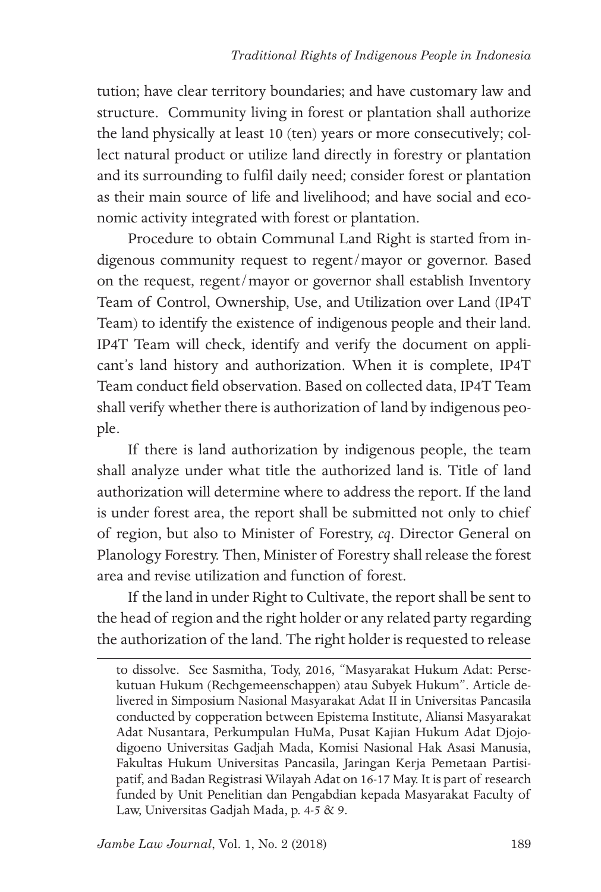tution; have clear territory boundaries; and have customary law and structure. Community living in forest or plantation shall authorize the land physically at least 10 (ten) years or more consecutively; collect natural product or utilize land directly in forestry or plantation and its surrounding to fulfil daily need; consider forest or plantation as their main source of life and livelihood; and have social and economic activity integrated with forest or plantation.

Procedure to obtain Communal Land Right is started from indigenous community request to regent/mayor or governor. Based on the request, regent/mayor or governor shall establish Inventory Team of Control, Ownership, Use, and Utilization over Land (IP4T Team) to identify the existence of indigenous people and their land. IP4T Team will check, identify and verify the document on applicant's land history and authorization. When it is complete, IP4T Team conduct field observation. Based on collected data, IP4T Team shall verify whether there is authorization of land by indigenous people.

If there is land authorization by indigenous people, the team shall analyze under what title the authorized land is. Title of land authorization will determine where to address the report. If the land is under forest area, the report shall be submitted not only to chief of region, but also to Minister of Forestry, *cq*. Director General on Planology Forestry. Then, Minister of Forestry shall release the forest area and revise utilization and function of forest.

If the land in under Right to Cultivate, the report shall be sent to the head of region and the right holder or any related party regarding the authorization of the land. The right holder is requested to release

---

to dissolve. See Sasmitha, Tody, 2016, "Masyarakat Hukum Adat: Persekutuan Hukum (Rechgemeenschappen) atau Subyek Hukum". Article delivered in Simposium Nasional Masyarakat Adat II in Universitas Pancasila conducted by copperation between Epistema Institute, Aliansi Masyarakat Adat Nusantara, Perkumpulan HuMa, Pusat Kajian Hukum Adat Djojodigoeno Universitas Gadjah Mada, Komisi Nasional Hak Asasi Manusia, Fakultas Hukum Universitas Pancasila, Jaringan Kerja Pemetaan Partisipatif, and Badan Registrasi Wilayah Adat on 16-17 May. It is part of research funded by Unit Penelitian dan Pengabdian kepada Masyarakat Faculty of Law, Universitas Gadjah Mada, p. 4-5 & 9.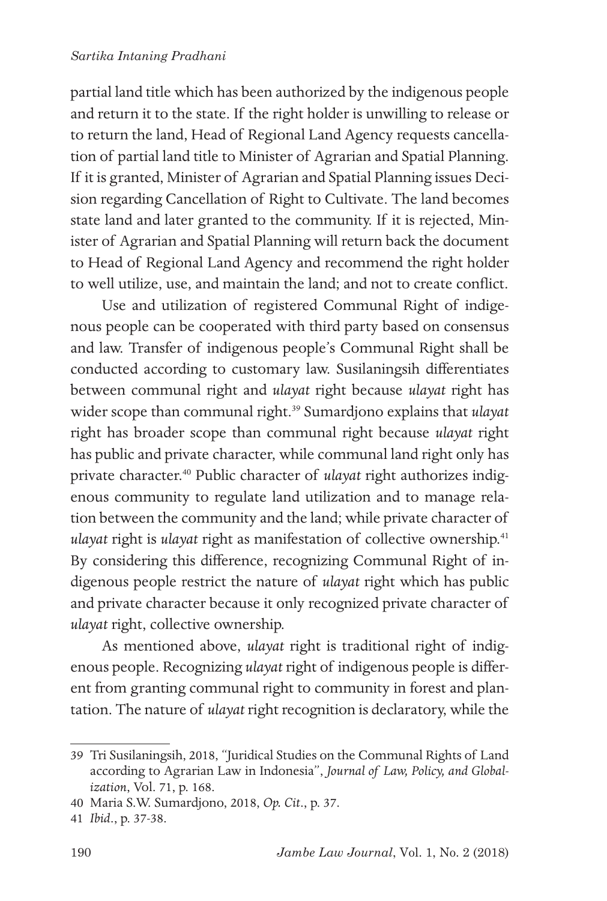partial land title which has been authorized by the indigenous people and return it to the state. If the right holder is unwilling to release or to return the land, Head of Regional Land Agency requests cancellation of partial land title to Minister of Agrarian and Spatial Planning. If it is granted, Minister of Agrarian and Spatial Planning issues Decision regarding Cancellation of Right to Cultivate. The land becomes state land and later granted to the community. If it is rejected, Minister of Agrarian and Spatial Planning will return back the document to Head of Regional Land Agency and recommend the right holder to well utilize, use, and maintain the land; and not to create conflict.

Use and utilization of registered Communal Right of indigenous people can be cooperated with third party based on consensus and law. Transfer of indigenous people's Communal Right shall be conducted according to customary law. Susilaningsih differentiates between communal right and *ulayat* right because *ulayat* right has wider scope than communal right.[39] Sumardjono explains that *ulayat* right has broader scope than communal right because *ulayat* right has public and private character, while communal land right only has private character.[40] Public character of *ulayat* right authorizes indigenous community to regulate land utilization and to manage relation between the community and the land; while private character of *ulayat* right is *ulayat* right as manifestation of collective ownership.[41] By considering this difference, recognizing Communal Right of indigenous people restrict the nature of *ulayat* right which has public and private character because it only recognized private character of *ulayat* right, collective ownership.

As mentioned above, *ulayat* right is traditional right of indigenous people. Recognizing *ulayat* right of indigenous people is different from granting communal right to community in forest and plantation. The nature of *ulayat* right recognition is declaratory, while the

---

39 Tri Susilaningsih, 2018, "Juridical Studies on the Communal Rights of Land according to Agrarian Law in Indonesia", *Journal of Law, Policy, and Globalization*, Vol. 71, p. 168.

40 Maria S.W. Sumardjono, 2018, *Op. Cit*., p. 37.

41 *Ibid*., p. 37-38.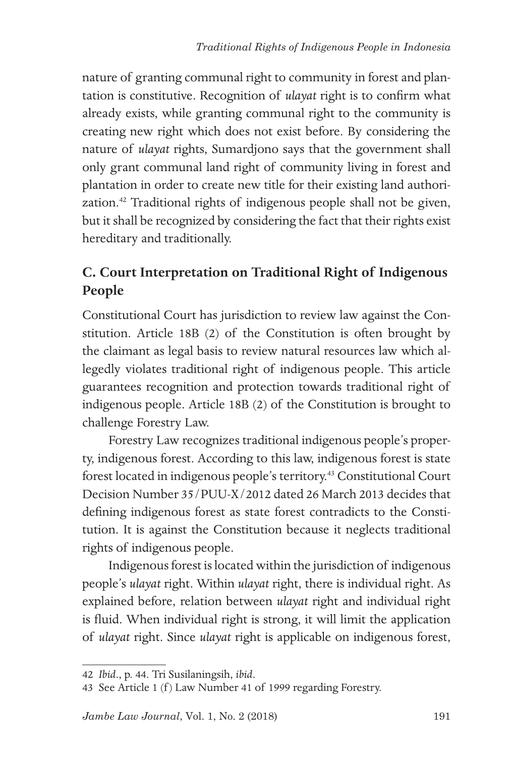nature of granting communal right to community in forest and plantation is constitutive. Recognition of *ulayat* right is to confirm what already exists, while granting communal right to the community is creating new right which does not exist before. By considering the nature of *ulayat* rights, Sumardjono says that the government shall only grant communal land right of community living in forest and plantation in order to create new title for their existing land authorization.[42] Traditional rights of indigenous people shall not be given, but it shall be recognized by considering the fact that their rights exist hereditary and traditionally.

## C. Court Interpretation on Traditional Right of Indigenous People

Constitutional Court has jurisdiction to review law against the Constitution. Article 18B (2) of the Constitution is often brought by the claimant as legal basis to review natural resources law which allegedly violates traditional right of indigenous people. This article guarantees recognition and protection towards traditional right of indigenous people. Article 18B (2) of the Constitution is brought to challenge Forestry Law.

Forestry Law recognizes traditional indigenous people's property, indigenous forest. According to this law, indigenous forest is state forest located in indigenous people's territory.[43] Constitutional Court Decision Number 35/PUU-X/2012 dated 26 March 2013 decides that defining indigenous forest as state forest contradicts to the Constitution. It is against the Constitution because it neglects traditional rights of indigenous people.

Indigenous forest is located within the jurisdiction of indigenous people's *ulayat* right. Within *ulayat* right, there is individual right. As explained before, relation between *ulayat* right and individual right is fluid. When individual right is strong, it will limit the application of *ulayat* right. Since *ulayat* right is applicable on indigenous forest,

---

42 *Ibid*., p. 44. Tri Susilaningsih, *ibid*.

43 See Article 1 (f) Law Number 41 of 1999 regarding Forestry.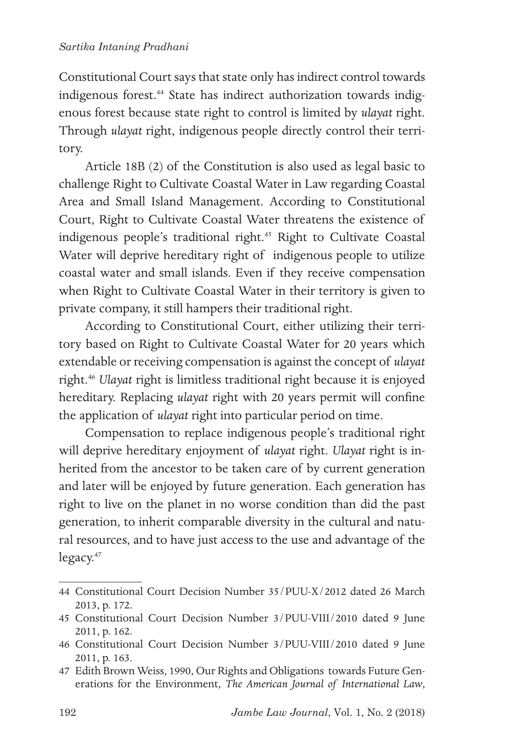Constitutional Court says that state only has indirect control towards indigenous forest.[44] State has indirect authorization towards indigenous forest because state right to control is limited by *ulayat* right. Through *ulayat* right, indigenous people directly control their territory.

Article 18B (2) of the Constitution is also used as legal basic to challenge Right to Cultivate Coastal Water in Law regarding Coastal Area and Small Island Management. According to Constitutional Court, Right to Cultivate Coastal Water threatens the existence of indigenous people's traditional right.[45] Right to Cultivate Coastal Water will deprive hereditary right of indigenous people to utilize coastal water and small islands. Even if they receive compensation when Right to Cultivate Coastal Water in their territory is given to private company, it still hampers their traditional right.

According to Constitutional Court, either utilizing their territory based on Right to Cultivate Coastal Water for 20 years which extendable or receiving compensation is against the concept of *ulayat* right.[46] *Ulayat* right is limitless traditional right because it is enjoyed hereditary. Replacing *ulayat* right with 20 years permit will confine the application of *ulayat* right into particular period on time.

Compensation to replace indigenous people's traditional right will deprive hereditary enjoyment of *ulayat* right. *Ulayat* right is inherited from the ancestor to be taken care of by current generation and later will be enjoyed by future generation. Each generation has right to live on the planet in no worse condition than did the past generation, to inherit comparable diversity in the cultural and natural resources, and to have just access to the use and advantage of the legacy.[47]

---

44 Constitutional Court Decision Number 35/PUU-X/2012 dated 26 March 2013, p. 172.

45 Constitutional Court Decision Number 3/PUU-VIII/2010 dated 9 June 2011, p. 162.

46 Constitutional Court Decision Number 3/PUU-VIII/2010 dated 9 June 2011, p. 163.

47 Edith Brown Weiss, 1990, Our Rights and Obligations towards Future Generations for the Environment, *The American Journal of International Law*,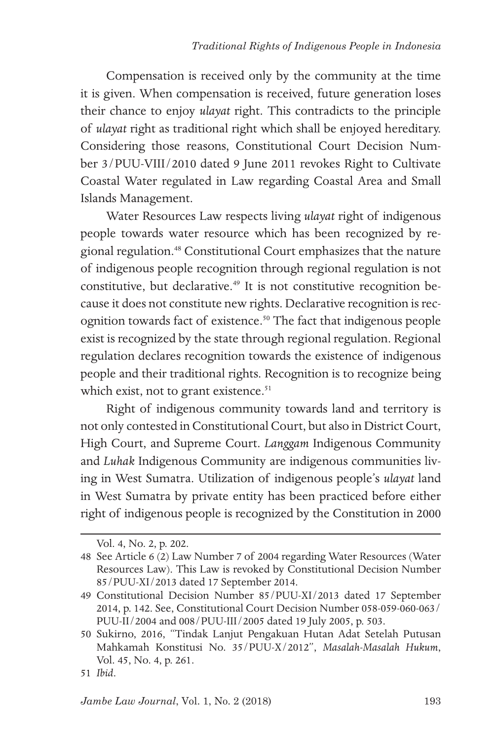Compensation is received only by the community at the time it is given. When compensation is received, future generation loses their chance to enjoy *ulayat* right. This contradicts to the principle of *ulayat* right as traditional right which shall be enjoyed hereditary. Considering those reasons, Constitutional Court Decision Number 3/PUU-VIII/2010 dated 9 June 2011 revokes Right to Cultivate Coastal Water regulated in Law regarding Coastal Area and Small Islands Management.

Water Resources Law respects living *ulayat* right of indigenous people towards water resource which has been recognized by regional regulation.[48] Constitutional Court emphasizes that the nature of indigenous people recognition through regional regulation is not constitutive, but declarative.[49] It is not constitutive recognition because it does not constitute new rights. Declarative recognition is recognition towards fact of existence.[50] The fact that indigenous people exist is recognized by the state through regional regulation. Regional regulation declares recognition towards the existence of indigenous people and their traditional rights. Recognition is to recognize being which exist, not to grant existence.[51]

Right of indigenous community towards land and territory is not only contested in Constitutional Court, but also in District Court, High Court, and Supreme Court. *Langgam* Indigenous Community and *Luhak* Indigenous Community are indigenous communities living in West Sumatra. Utilization of indigenous people's *ulayat* land in West Sumatra by private entity has been practiced before either right of indigenous people is recognized by the Constitution in 2000

---

Vol. 4, No. 2, p. 202.

48 See Article 6 (2) Law Number 7 of 2004 regarding Water Resources (Water Resources Law). This Law is revoked by Constitutional Decision Number 85/PUU-XI/2013 dated 17 September 2014.

49 Constitutional Decision Number 85/PUU-XI/2013 dated 17 September 2014, p. 142. See, Constitutional Court Decision Number 058-059-060-063/PUU-II/2004 and 008/PUU-III/2005 dated 19 July 2005, p. 503.

50 Sukirno, 2016, "Tindak Lanjut Pengakuan Hutan Adat Setelah Putusan Mahkamah Konstitusi No. 35/PUU-X/2012", *Masalah-Masalah Hukum*, Vol. 45, No. 4, p. 261.

51 *Ibid*.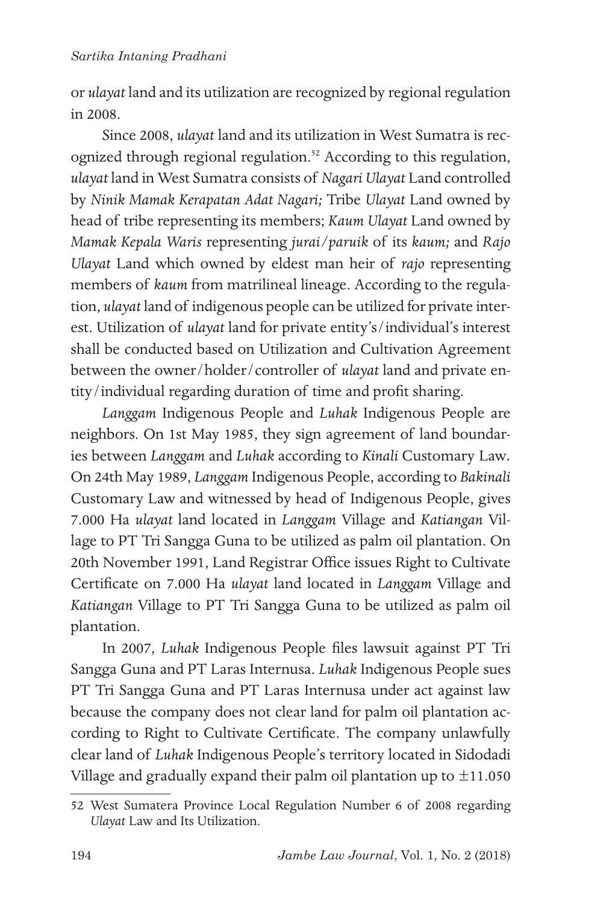or *ulayat* land and its utilization are recognized by regional regulation in 2008.

Since 2008, *ulayat* land and its utilization in West Sumatra is recognized through regional regulation.[52] According to this regulation, *ulayat* land in West Sumatra consists of *Nagari Ulayat* Land controlled by *Ninik Mamak Kerapatan Adat Nagari;* Tribe *Ulayat* Land owned by head of tribe representing its members; *Kaum Ulayat* Land owned by *Mamak Kepala Waris* representing *jurai/paruik* of its *kaum;* and *Rajo Ulayat* Land which owned by eldest man heir of *rajo* representing members of *kaum* from matrilineal lineage. According to the regulation, *ulayat* land of indigenous people can be utilized for private interest. Utilization of *ulayat* land for private entity's/individual's interest shall be conducted based on Utilization and Cultivation Agreement between the owner/holder/controller of *ulayat* land and private entity/individual regarding duration of time and profit sharing.

*Langgam* Indigenous People and *Luhak* Indigenous People are neighbors. On 1st May 1985, they sign agreement of land boundaries between *Langgam* and *Luhak* according to *Kinali* Customary Law. On 24th May 1989, *Langgam* Indigenous People, according to *Bakinali* Customary Law and witnessed by head of Indigenous People, gives 7.000 Ha *ulayat* land located in *Langgam* Village and *Katiangan* Village to PT Tri Sangga Guna to be utilized as palm oil plantation. On 20th November 1991, Land Registrar Office issues Right to Cultivate Certificate on 7.000 Ha *ulayat* land located in *Langgam* Village and *Katiangan* Village to PT Tri Sangga Guna to be utilized as palm oil plantation.

In 2007, *Luhak* Indigenous People files lawsuit against PT Tri Sangga Guna and PT Laras Internusa. *Luhak* Indigenous People sues PT Tri Sangga Guna and PT Laras Internusa under act against law because the company does not clear land for palm oil plantation according to Right to Cultivate Certificate. The company unlawfully clear land of *Luhak* Indigenous People's territory located in Sidodadi Village and gradually expand their palm oil plantation up to ±11.050

---

52 West Sumatera Province Local Regulation Number 6 of 2008 regarding *Ulayat* Law and Its Utilization.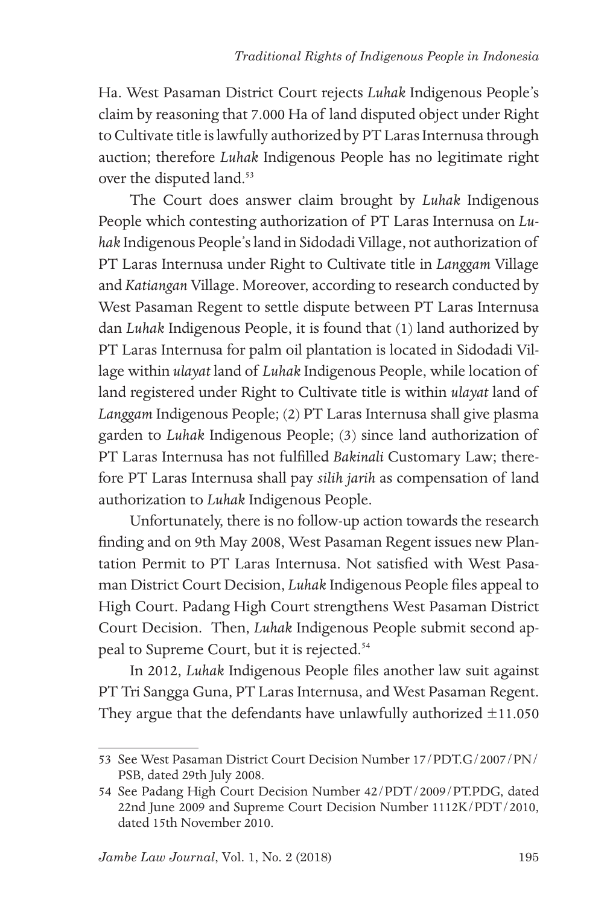Ha. West Pasaman District Court rejects *Luhak* Indigenous People's claim by reasoning that 7.000 Ha of land disputed object under Right to Cultivate title is lawfully authorized by PT Laras Internusa through auction; therefore *Luhak* Indigenous People has no legitimate right over the disputed land.[53]

The Court does answer claim brought by *Luhak* Indigenous People which contesting authorization of PT Laras Internusa on *Luhak* Indigenous People's land in Sidodadi Village, not authorization of PT Laras Internusa under Right to Cultivate title in *Langgam* Village and *Katiangan* Village. Moreover, according to research conducted by West Pasaman Regent to settle dispute between PT Laras Internusa dan *Luhak* Indigenous People, it is found that (1) land authorized by PT Laras Internusa for palm oil plantation is located in Sidodadi Village within *ulayat* land of *Luhak* Indigenous People, while location of land registered under Right to Cultivate title is within *ulayat* land of *Langgam* Indigenous People; (2) PT Laras Internusa shall give plasma garden to *Luhak* Indigenous People; (3) since land authorization of PT Laras Internusa has not fulfilled *Bakinali* Customary Law; therefore PT Laras Internusa shall pay *silih jarih* as compensation of land authorization to *Luhak* Indigenous People.

Unfortunately, there is no follow-up action towards the research finding and on 9th May 2008, West Pasaman Regent issues new Plantation Permit to PT Laras Internusa. Not satisfied with West Pasaman District Court Decision, *Luhak* Indigenous People files appeal to High Court. Padang High Court strengthens West Pasaman District Court Decision. Then, *Luhak* Indigenous People submit second appeal to Supreme Court, but it is rejected.[54]

In 2012, *Luhak* Indigenous People files another law suit against PT Tri Sangga Guna, PT Laras Internusa, and West Pasaman Regent. They argue that the defendants have unlawfully authorized ±11.050

---

53 See West Pasaman District Court Decision Number 17/PDT.G/2007/PN/PSB, dated 29th July 2008.

54 See Padang High Court Decision Number 42/PDT/2009/PT.PDG, dated 22nd June 2009 and Supreme Court Decision Number 1112K/PDT/2010, dated 15th November 2010.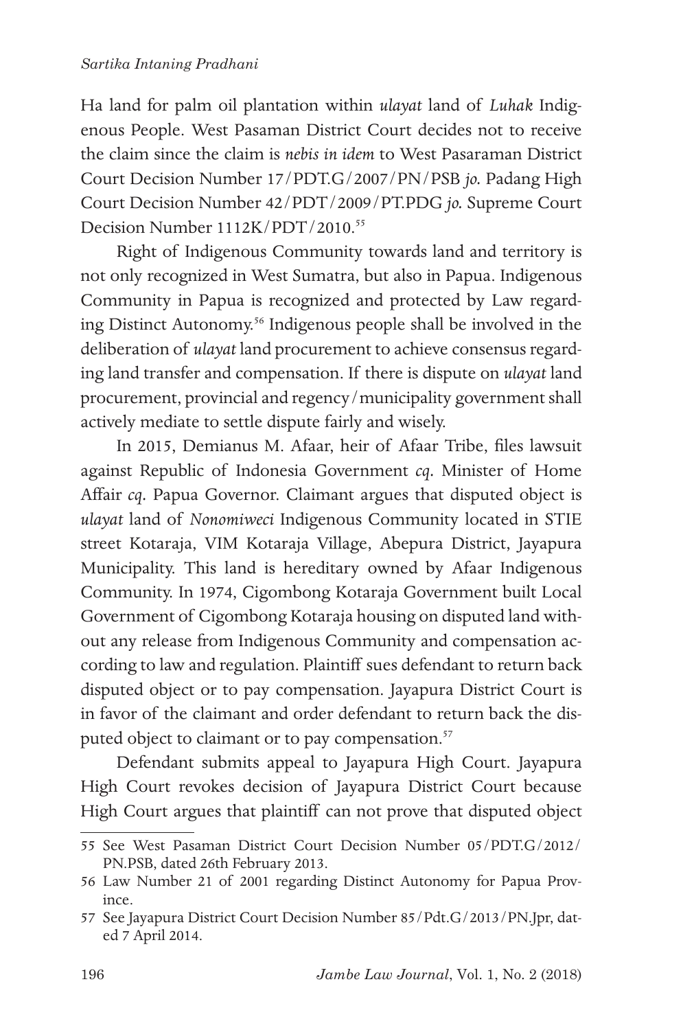Ha land for palm oil plantation within *ulayat* land of *Luhak* Indigenous People. West Pasaman District Court decides not to receive the claim since the claim is *nebis in idem* to West Pasaraman District Court Decision Number 17/PDT.G/2007/PN/PSB *jo.* Padang High Court Decision Number 42/PDT/2009/PT.PDG *jo.* Supreme Court Decision Number 1112K/PDT/2010.[55]

Right of Indigenous Community towards land and territory is not only recognized in West Sumatra, but also in Papua. Indigenous Community in Papua is recognized and protected by Law regarding Distinct Autonomy.[56] Indigenous people shall be involved in the deliberation of *ulayat* land procurement to achieve consensus regarding land transfer and compensation. If there is dispute on *ulayat* land procurement, provincial and regency/municipality government shall actively mediate to settle dispute fairly and wisely.

In 2015, Demianus M. Afaar, heir of Afaar Tribe, files lawsuit against Republic of Indonesia Government *cq.* Minister of Home Affair *cq.* Papua Governor. Claimant argues that disputed object is *ulayat* land of *Nonomiweci* Indigenous Community located in STIE street Kotaraja, VIM Kotaraja Village, Abepura District, Jayapura Municipality. This land is hereditary owned by Afaar Indigenous Community. In 1974, Cigombong Kotaraja Government built Local Government of Cigombong Kotaraja housing on disputed land without any release from Indigenous Community and compensation according to law and regulation. Plaintiff sues defendant to return back disputed object or to pay compensation. Jayapura District Court is in favor of the claimant and order defendant to return back the disputed object to claimant or to pay compensation.[57]

Defendant submits appeal to Jayapura High Court. Jayapura High Court revokes decision of Jayapura District Court because High Court argues that plaintiff can not prove that disputed object

---

55 See West Pasaman District Court Decision Number 05/PDT.G/2012/PN.PSB, dated 26th February 2013.

56 Law Number 21 of 2001 regarding Distinct Autonomy for Papua Province.

57 See Jayapura District Court Decision Number 85/Pdt.G/2013/PN.Jpr, dated 7 April 2014.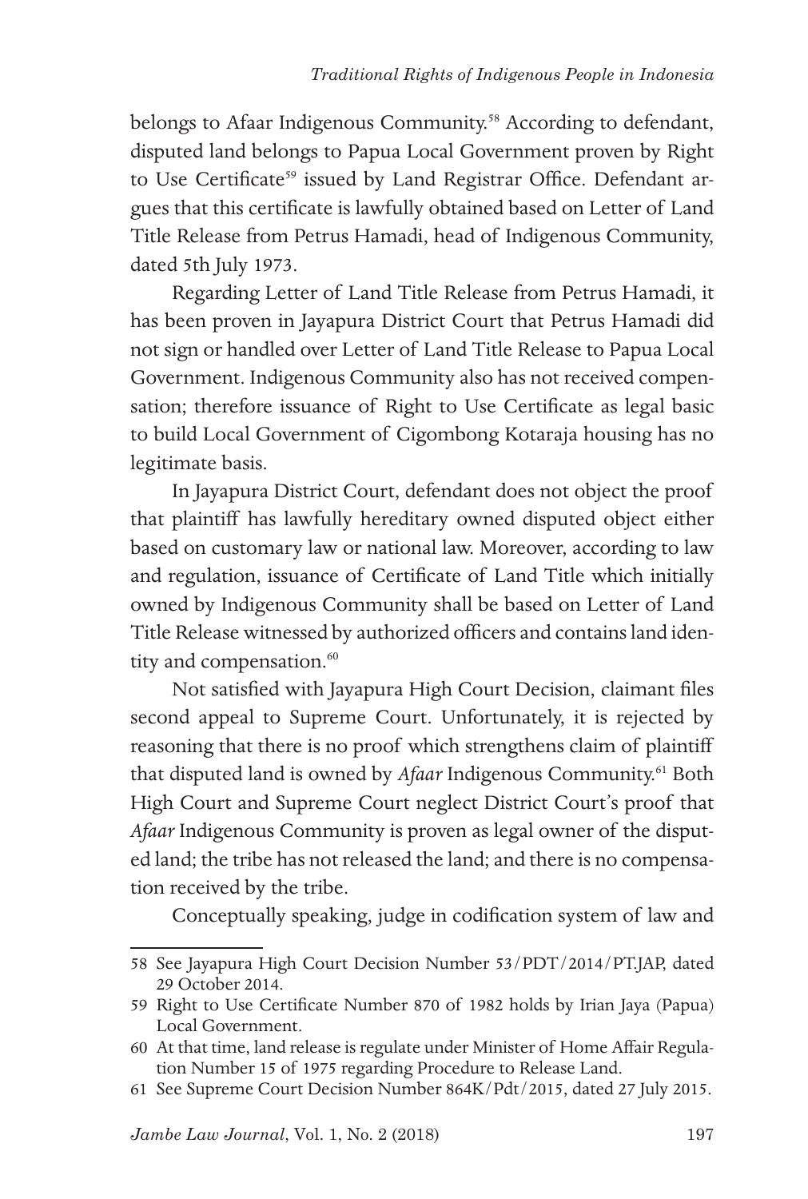belongs to Afaar Indigenous Community.[58] According to defendant, disputed land belongs to Papua Local Government proven by Right to Use Certificate[59] issued by Land Registrar Office. Defendant argues that this certificate is lawfully obtained based on Letter of Land Title Release from Petrus Hamadi, head of Indigenous Community, dated 5th July 1973.

Regarding Letter of Land Title Release from Petrus Hamadi, it has been proven in Jayapura District Court that Petrus Hamadi did not sign or handled over Letter of Land Title Release to Papua Local Government. Indigenous Community also has not received compensation; therefore issuance of Right to Use Certificate as legal basic to build Local Government of Cigombong Kotaraja housing has no legitimate basis.

In Jayapura District Court, defendant does not object the proof that plaintiff has lawfully hereditary owned disputed object either based on customary law or national law. Moreover, according to law and regulation, issuance of Certificate of Land Title which initially owned by Indigenous Community shall be based on Letter of Land Title Release witnessed by authorized officers and contains land identity and compensation.[60]

Not satisfied with Jayapura High Court Decision, claimant files second appeal to Supreme Court. Unfortunately, it is rejected by reasoning that there is no proof which strengthens claim of plaintiff that disputed land is owned by *Afaar* Indigenous Community.[61] Both High Court and Supreme Court neglect District Court's proof that *Afaar* Indigenous Community is proven as legal owner of the disputed land; the tribe has not released the land; and there is no compensation received by the tribe.

Conceptually speaking, judge in codification system of law and

---

58 See Jayapura High Court Decision Number 53/PDT/2014/PT.JAP, dated 29 October 2014.

59 Right to Use Certificate Number 870 of 1982 holds by Irian Jaya (Papua) Local Government.

60 At that time, land release is regulate under Minister of Home Affair Regulation Number 15 of 1975 regarding Procedure to Release Land.

61 See Supreme Court Decision Number 864K/Pdt/2015, dated 27 July 2015.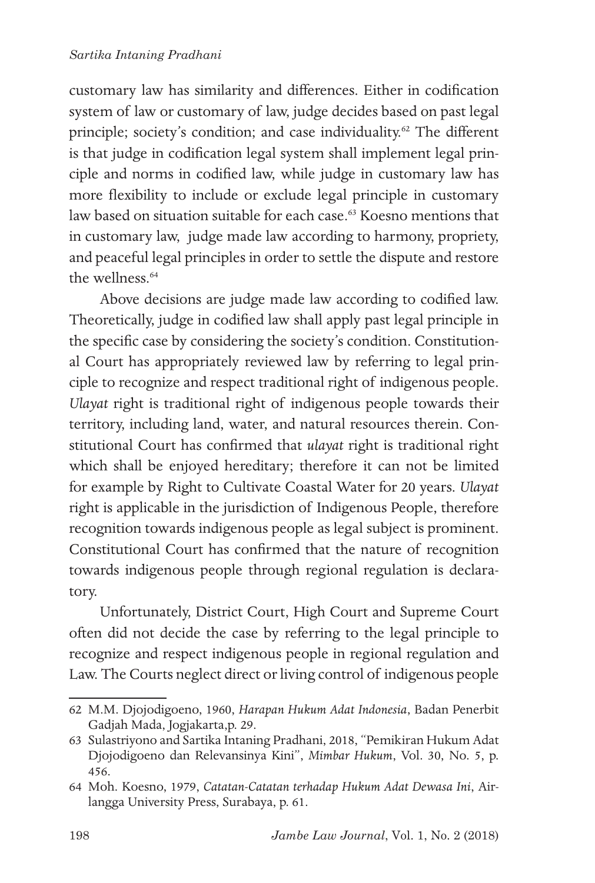customary law has similarity and differences. Either in codification system of law or customary of law, judge decides based on past legal principle; society's condition; and case individuality.[62] The different is that judge in codification legal system shall implement legal principle and norms in codified law, while judge in customary law has more flexibility to include or exclude legal principle in customary law based on situation suitable for each case.[63] Koesno mentions that in customary law, judge made law according to harmony, propriety, and peaceful legal principles in order to settle the dispute and restore the wellness.[64]

Above decisions are judge made law according to codified law. Theoretically, judge in codified law shall apply past legal principle in the specific case by considering the society's condition. Constitutional Court has appropriately reviewed law by referring to legal principle to recognize and respect traditional right of indigenous people. *Ulayat* right is traditional right of indigenous people towards their territory, including land, water, and natural resources therein. Constitutional Court has confirmed that *ulayat* right is traditional right which shall be enjoyed hereditary; therefore it can not be limited for example by Right to Cultivate Coastal Water for 20 years. *Ulayat* right is applicable in the jurisdiction of Indigenous People, therefore recognition towards indigenous people as legal subject is prominent. Constitutional Court has confirmed that the nature of recognition towards indigenous people through regional regulation is declaratory.

Unfortunately, District Court, High Court and Supreme Court often did not decide the case by referring to the legal principle to recognize and respect indigenous people in regional regulation and Law. The Courts neglect direct or living control of indigenous people

---

62 M.M. Djojodigoeno, 1960, *Harapan Hukum Adat Indonesia*, Badan Penerbit Gadjah Mada, Jogjakarta,p. 29.

63 Sulastriyono and Sartika Intaning Pradhani, 2018, "Pemikiran Hukum Adat Djojodigoeno dan Relevansinya Kini", *Mimbar Hukum*, Vol. 30, No. 5, p. 456.

64 Moh. Koesno, 1979, *Catatan-Catatan terhadap Hukum Adat Dewasa Ini*, Airlangga University Press, Surabaya, p. 61.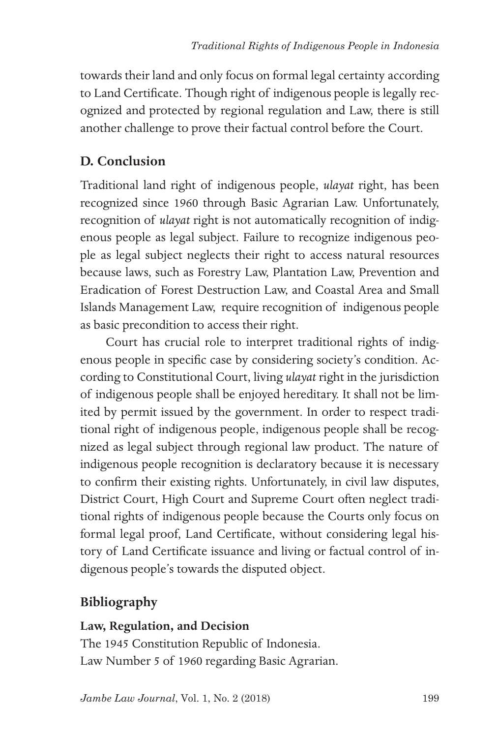towards their land and only focus on formal legal certainty according to Land Certificate. Though right of indigenous people is legally recognized and protected by regional regulation and Law, there is still another challenge to prove their factual control before the Court.

## D. Conclusion

Traditional land right of indigenous people, *ulayat* right, has been recognized since 1960 through Basic Agrarian Law. Unfortunately, recognition of *ulayat* right is not automatically recognition of indigenous people as legal subject. Failure to recognize indigenous people as legal subject neglects their right to access natural resources because laws, such as Forestry Law, Plantation Law, Prevention and Eradication of Forest Destruction Law, and Coastal Area and Small Islands Management Law, require recognition of indigenous people as basic precondition to access their right.

Court has crucial role to interpret traditional rights of indigenous people in specific case by considering society's condition. According to Constitutional Court, living *ulayat* right in the jurisdiction of indigenous people shall be enjoyed hereditary. It shall not be limited by permit issued by the government. In order to respect traditional right of indigenous people, indigenous people shall be recognized as legal subject through regional law product. The nature of indigenous people recognition is declaratory because it is necessary to confirm their existing rights. Unfortunately, in civil law disputes, District Court, High Court and Supreme Court often neglect traditional rights of indigenous people because the Courts only focus on formal legal proof, Land Certificate, without considering legal history of Land Certificate issuance and living or factual control of indigenous people's towards the disputed object.

## Bibliography

### Law, Regulation, and Decision

The 1945 Constitution Republic of Indonesia.

Law Number 5 of 1960 regarding Basic Agrarian.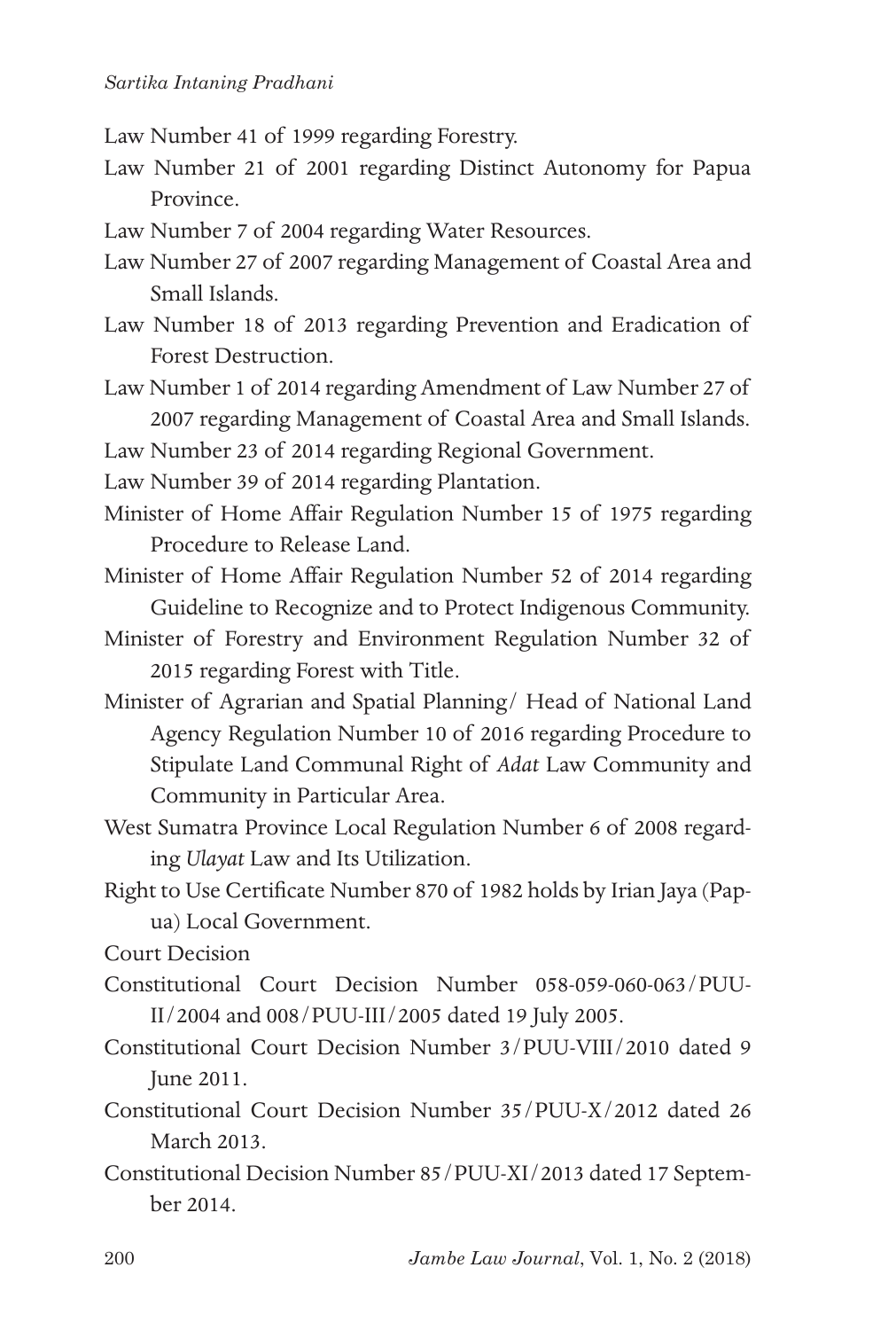Law Number 41 of 1999 regarding Forestry.

Law Number 21 of 2001 regarding Distinct Autonomy for Papua Province.

Law Number 7 of 2004 regarding Water Resources.

Law Number 27 of 2007 regarding Management of Coastal Area and Small Islands.

Law Number 18 of 2013 regarding Prevention and Eradication of Forest Destruction.

Law Number 1 of 2014 regarding Amendment of Law Number 27 of 2007 regarding Management of Coastal Area and Small Islands.

Law Number 23 of 2014 regarding Regional Government.

Law Number 39 of 2014 regarding Plantation.

Minister of Home Affair Regulation Number 15 of 1975 regarding Procedure to Release Land.

Minister of Home Affair Regulation Number 52 of 2014 regarding Guideline to Recognize and to Protect Indigenous Community.

Minister of Forestry and Environment Regulation Number 32 of 2015 regarding Forest with Title.

Minister of Agrarian and Spatial Planning/ Head of National Land Agency Regulation Number 10 of 2016 regarding Procedure to Stipulate Land Communal Right of *Adat* Law Community and Community in Particular Area.

West Sumatra Province Local Regulation Number 6 of 2008 regarding *Ulayat* Law and Its Utilization.

Right to Use Certificate Number 870 of 1982 holds by Irian Jaya (Papua) Local Government.

Court Decision

Constitutional Court Decision Number 058-059-060-063/PUU-II/2004 and 008/PUU-III/2005 dated 19 July 2005.

Constitutional Court Decision Number 3/PUU-VIII/2010 dated 9 June 2011.

Constitutional Court Decision Number 35/PUU-X/2012 dated 26 March 2013.

Constitutional Decision Number 85/PUU-XI/2013 dated 17 September 2014.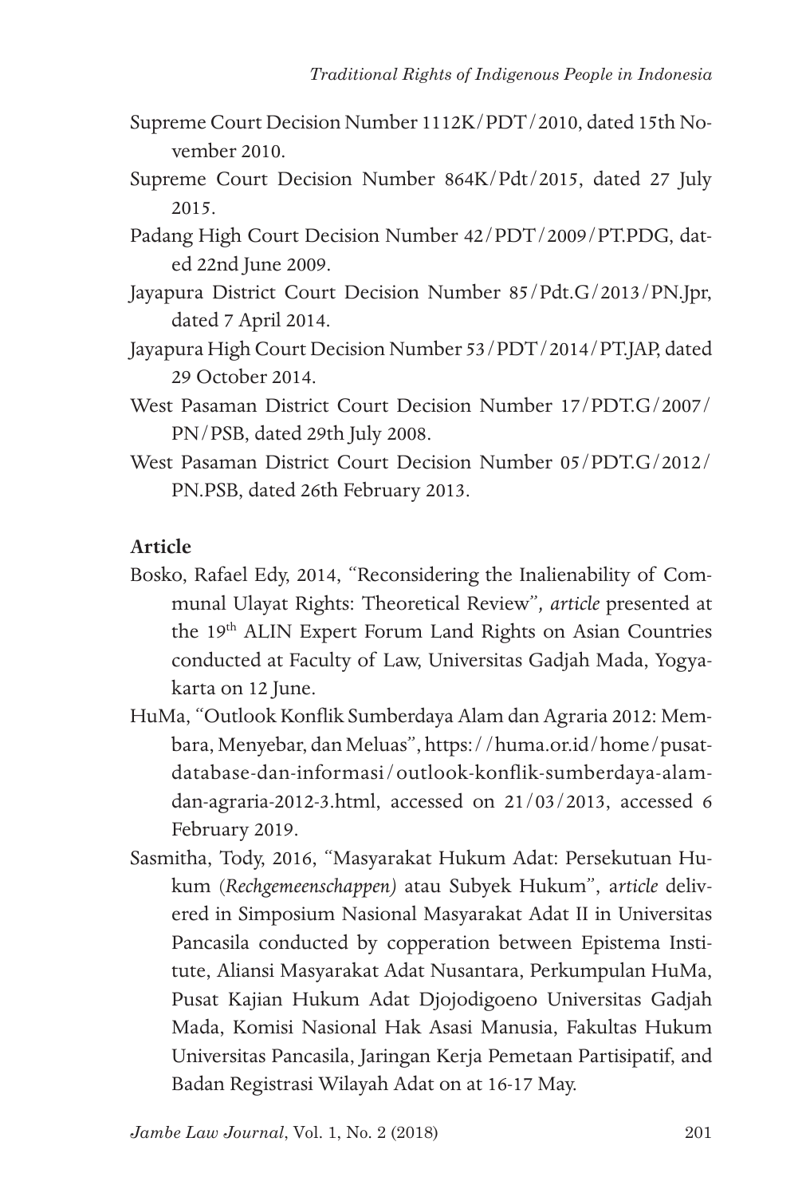Supreme Court Decision Number 1112K/PDT/2010, dated 15th November 2010.

Supreme Court Decision Number 864K/Pdt/2015, dated 27 July 2015.

Padang High Court Decision Number 42/PDT/2009/PT.PDG, dated 22nd June 2009.

Jayapura District Court Decision Number 85/Pdt.G/2013/PN.Jpr, dated 7 April 2014.

Jayapura High Court Decision Number 53/PDT/2014/PT.JAP, dated 29 October 2014.

West Pasaman District Court Decision Number 17/PDT.G/2007/PN/PSB, dated 29th July 2008.

West Pasaman District Court Decision Number 05/PDT.G/2012/PN.PSB, dated 26th February 2013.

**Article**

Bosko, Rafael Edy, 2014, "Reconsidering the Inalienability of Communal Ulayat Rights: Theoretical Review", *article* presented at the 19th ALIN Expert Forum Land Rights on Asian Countries conducted at Faculty of Law, Universitas Gadjah Mada, Yogyakarta on 12 June.

HuMa, "Outlook Konflik Sumberdaya Alam dan Agraria 2012: Membara, Menyebar, dan Meluas", https://huma.or.id/home/pusat-database-dan-informasi/outlook-konflik-sumberdaya-alam-dan-agraria-2012-3.html, accessed on 21/03/2013, accessed 6 February 2019.

Sasmitha, Tody, 2016, "Masyarakat Hukum Adat: Persekutuan Hukum (*Rechgemeenschappen*) atau Subyek Hukum", a*rticle* delivered in Simposium Nasional Masyarakat Adat II in Universitas Pancasila conducted by copperation between Epistema Institute, Aliansi Masyarakat Adat Nusantara, Perkumpulan HuMa, Pusat Kajian Hukum Adat Djojodigoeno Universitas Gadjah Mada, Komisi Nasional Hak Asasi Manusia, Fakultas Hukum Universitas Pancasila, Jaringan Kerja Pemetaan Partisipatif, and Badan Registrasi Wilayah Adat on at 16-17 May.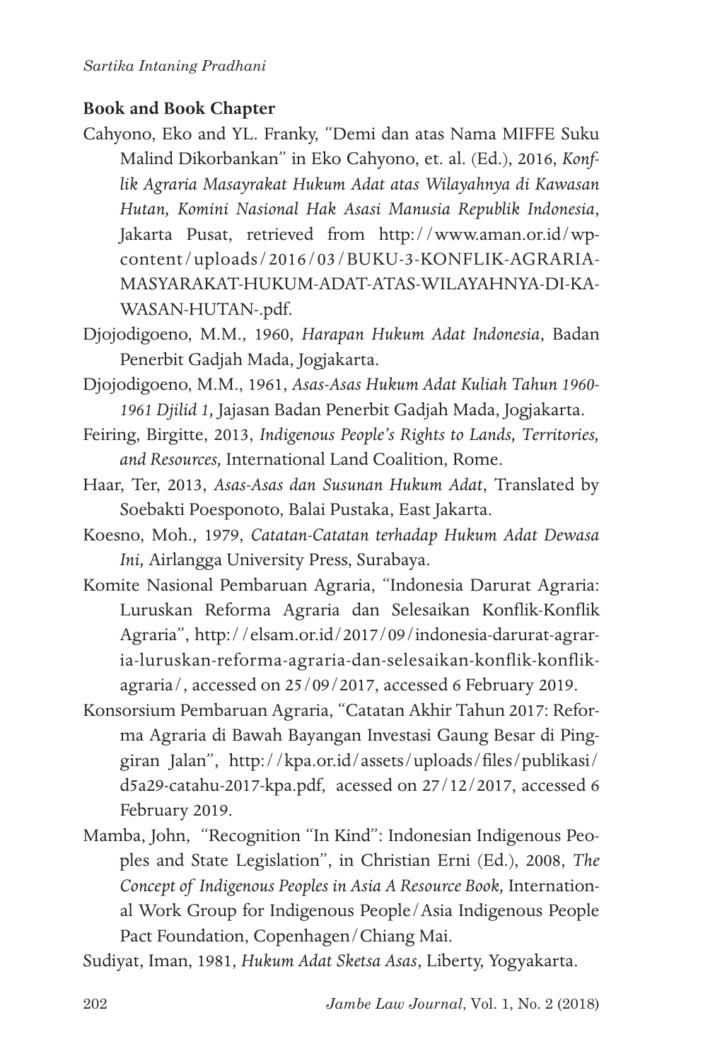**Book and Book Chapter**

Cahyono, Eko and YL. Franky, "Demi dan atas Nama MIFFE Suku Malind Dikorbankan" in Eko Cahyono, et. al. (Ed.), 2016, *Konflik Agraria Masayrakat Hukum Adat atas Wilayahnya di Kawasan Hutan, Komini Nasional Hak Asasi Manusia Republik Indonesia*, Jakarta Pusat, retrieved from http://www.aman.or.id/wp-content/uploads/2016/03/BUKU-3-KONFLIK-AGRARIA-MASYARAKAT-HUKUM-ADAT-ATAS-WILAYAHNYA-DI-KAWASAN-HUTAN-.pdf.

Djojodigoeno, M.M., 1960, *Harapan Hukum Adat Indonesia*, Badan Penerbit Gadjah Mada, Jogjakarta.

Djojodigoeno, M.M., 1961, *Asas-Asas Hukum Adat Kuliah Tahun 1960-1961 Djilid 1,* Jajasan Badan Penerbit Gadjah Mada, Jogjakarta.

Feiring, Birgitte, 2013, *Indigenous People's Rights to Lands, Territories, and Resources,* International Land Coalition, Rome.

Haar, Ter, 2013, *Asas-Asas dan Susunan Hukum Adat*, Translated by Soebakti Poesponoto, Balai Pustaka, East Jakarta.

Koesno, Moh., 1979, *Catatan-Catatan terhadap Hukum Adat Dewasa Ini,* Airlangga University Press, Surabaya.

Komite Nasional Pembaruan Agraria, "Indonesia Darurat Agraria: Luruskan Reforma Agraria dan Selesaikan Konflik-Konflik Agraria", http://elsam.or.id/2017/09/indonesia-darurat-agraria-luruskan-reforma-agraria-dan-selesaikan-konflik-konflik-agraria/, accessed on 25/09/2017, accessed 6 February 2019.

Konsorsium Pembaruan Agraria, "Catatan Akhir Tahun 2017: Reforma Agraria di Bawah Bayangan Investasi Gaung Besar di Pinggiran Jalan", http://kpa.or.id/assets/uploads/files/publikasi/d5a29-catahu-2017-kpa.pdf, acessed on 27/12/2017, accessed 6 February 2019.

Mamba, John, "Recognition "In Kind": Indonesian Indigenous Peoples and State Legislation", in Christian Erni (Ed.), 2008, *The Concept of Indigenous Peoples in Asia A Resource Book,* International Work Group for Indigenous People/Asia Indigenous People Pact Foundation, Copenhagen/Chiang Mai.

Sudiyat, Iman, 1981, *Hukum Adat Sketsa Asas*, Liberty, Yogyakarta.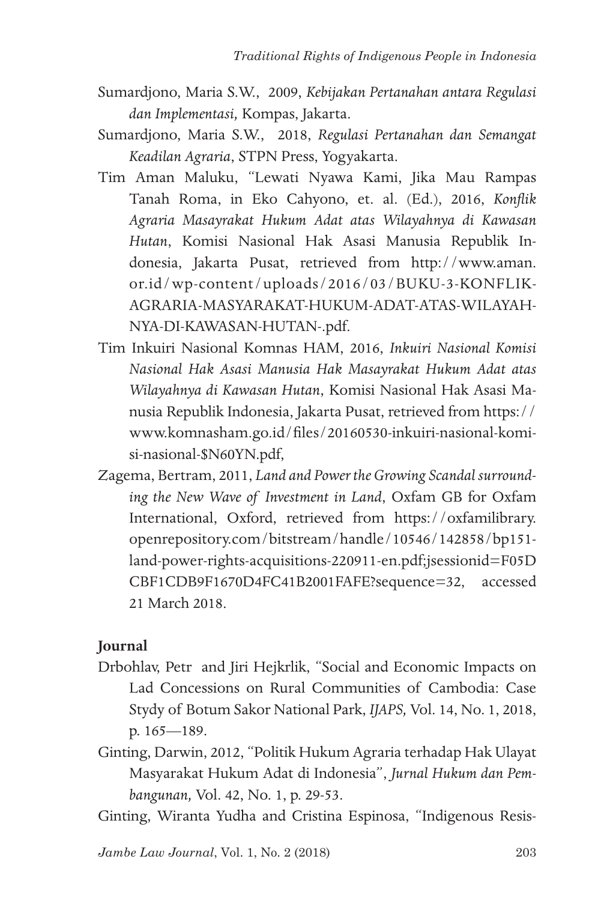Sumardjono, Maria S.W., 2009, *Kebijakan Pertanahan antara Regulasi dan Implementasi,* Kompas, Jakarta.

Sumardjono, Maria S.W., 2018, *Regulasi Pertanahan dan Semangat Keadilan Agraria*, STPN Press, Yogyakarta.

Tim Aman Maluku, "Lewati Nyawa Kami, Jika Mau Rampas Tanah Roma, in Eko Cahyono, et. al. (Ed.), 2016, *Konflik Agraria Masayrakat Hukum Adat atas Wilayahnya di Kawasan Hutan*, Komisi Nasional Hak Asasi Manusia Republik Indonesia, Jakarta Pusat, retrieved from http://www.aman.or.id/wp-content/uploads/2016/03/BUKU-3-KONFLIK-AGRARIA-MASYARAKAT-HUKUM-ADAT-ATAS-WILAYAHNYA-DI-KAWASAN-HUTAN-.pdf.

Tim Inkuiri Nasional Komnas HAM, 2016, *Inkuiri Nasional Komisi Nasional Hak Asasi Manusia Hak Masayrakat Hukum Adat atas Wilayahnya di Kawasan Hutan*, Komisi Nasional Hak Asasi Manusia Republik Indonesia, Jakarta Pusat, retrieved from https://www.komnasham.go.id/files/20160530-inkuiri-nasional-komisi-nasional-$N60YN.pdf,

Zagema, Bertram, 2011, *Land and Power the Growing Scandal surrounding the New Wave of Investment in Land*, Oxfam GB for Oxfam International, Oxford, retrieved from https://oxfamilibrary.openrepository.com/bitstream/handle/10546/142858/bp151-land-power-rights-acquisitions-220911-en.pdf;jsessionid=F05DCBF1CDB9F1670D4FC41B2001FAFE?sequence=32, accessed 21 March 2018.

**Journal**

Drbohlav, Petr and Jiri Hejkrlik, "Social and Economic Impacts on Lad Concessions on Rural Communities of Cambodia: Case Stydy of Botum Sakor National Park, *IJAPS,* Vol. 14, No. 1, 2018, p. 165—189.

Ginting, Darwin, 2012, "Politik Hukum Agraria terhadap Hak Ulayat Masyarakat Hukum Adat di Indonesia", *Jurnal Hukum dan Pembangunan,* Vol. 42, No. 1, p. 29-53.

Ginting, Wiranta Yudha and Cristina Espinosa, "Indigenous Resis-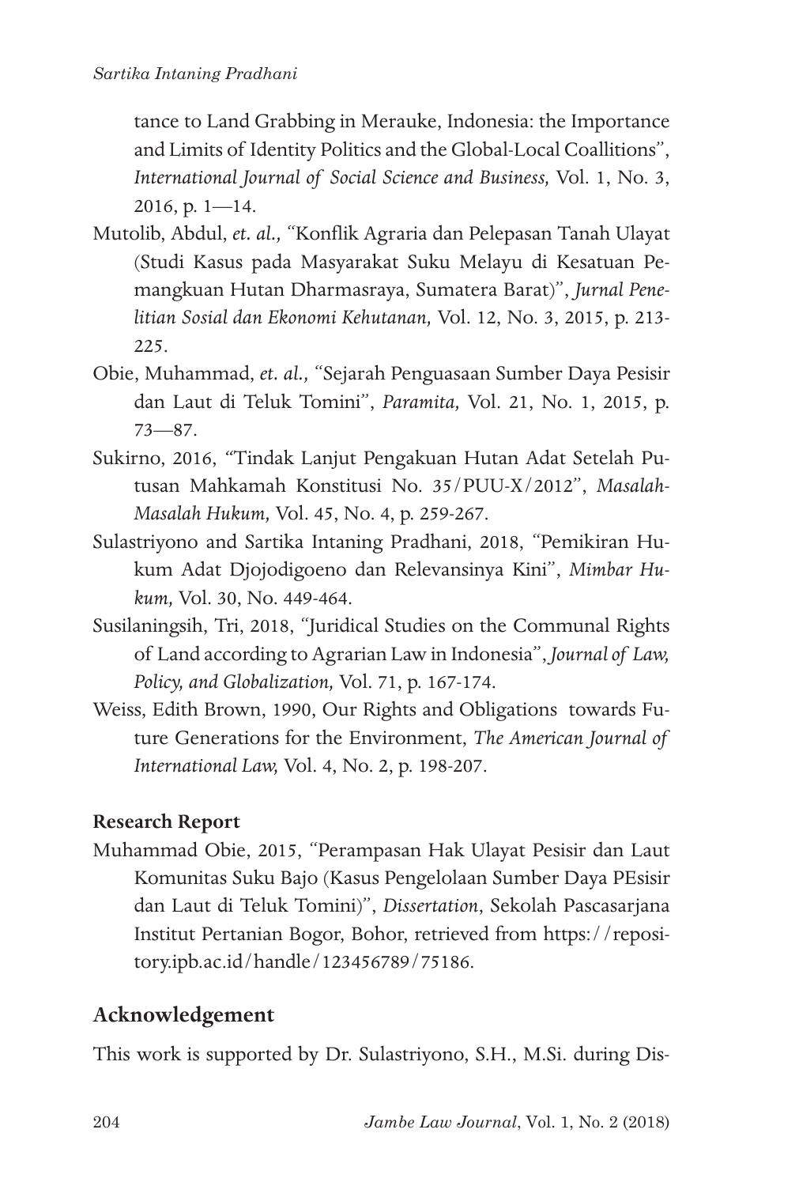tance to Land Grabbing in Merauke, Indonesia: the Importance and Limits of Identity Politics and the Global-Local Coallitions", *International Journal of Social Science and Business,* Vol. 1, No. 3, 2016, p. 1—14.

Mutolib, Abdul, *et. al.,* "Konflik Agraria dan Pelepasan Tanah Ulayat (Studi Kasus pada Masyarakat Suku Melayu di Kesatuan Pemangkuan Hutan Dharmasraya, Sumatera Barat)", *Jurnal Penelitian Sosial dan Ekonomi Kehutanan,* Vol. 12, No. 3, 2015, p. 213-225.

Obie, Muhammad, *et. al.,* "Sejarah Penguasaan Sumber Daya Pesisir dan Laut di Teluk Tomini", *Paramita,* Vol. 21, No. 1, 2015, p. 73—87.

Sukirno, 2016, "Tindak Lanjut Pengakuan Hutan Adat Setelah Putusan Mahkamah Konstitusi No. 35/PUU-X/2012", *Masalah-Masalah Hukum,* Vol. 45, No. 4, p. 259-267.

Sulastriyono and Sartika Intaning Pradhani, 2018, "Pemikiran Hukum Adat Djojodigoeno dan Relevansinya Kini", *Mimbar Hukum,* Vol. 30, No. 449-464.

Susilaningsih, Tri, 2018, "Juridical Studies on the Communal Rights of Land according to Agrarian Law in Indonesia", *Journal of Law, Policy, and Globalization,* Vol. 71, p. 167-174.

Weiss, Edith Brown, 1990, Our Rights and Obligations towards Future Generations for the Environment, *The American Journal of International Law,* Vol. 4, No. 2, p. 198-207.

**Research Report**

Muhammad Obie, 2015, "Perampasan Hak Ulayat Pesisir dan Laut Komunitas Suku Bajo (Kasus Pengelolaan Sumber Daya PEsisir dan Laut di Teluk Tomini)", *Dissertation*, Sekolah Pascasarjana Institut Pertanian Bogor, Bohor, retrieved from https://repository.ipb.ac.id/handle/123456789/75186.

## Acknowledgement

This work is supported by Dr. Sulastriyono, S.H., M.Si. during Dis-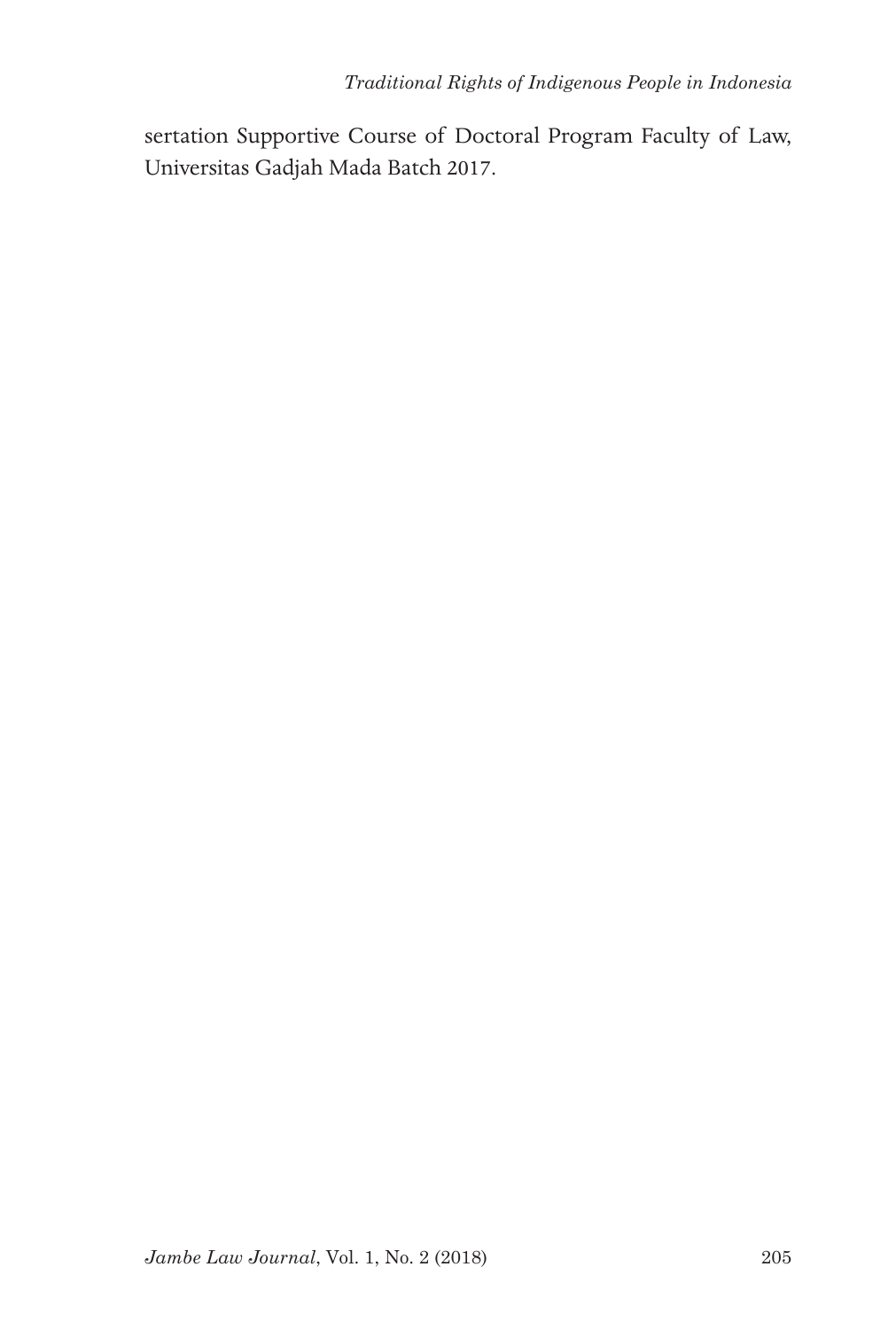sertation Supportive Course of Doctoral Program Faculty of Law, Universitas Gadjah Mada Batch 2017.